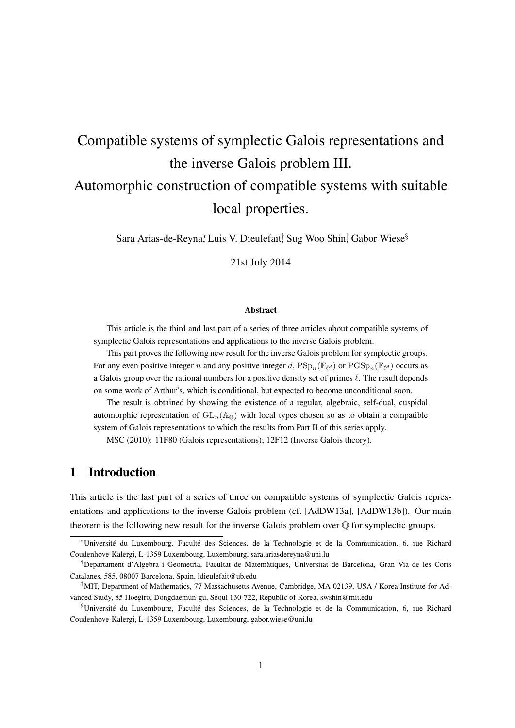# Compatible systems of symplectic Galois representations and the inverse Galois problem III. Automorphic construction of compatible systems with suitable local properties.

Sara Arias-de-Reyna[*], Luis V. Dieulefait[†], Sug Woo Shin[‡], Gabor Wiese[§]

21st July 2014

### Abstract

This article is the third and last part of a series of three articles about compatible systems of symplectic Galois representations and applications to the inverse Galois problem.

This part proves the following new result for the inverse Galois problem for symplectic groups. For any even positive integer $n$ and any positive integer $d$, $\mathrm{PSp}_n(\mathbb{F}_{\ell^d})$ or $\mathrm{PGSp}_n(\mathbb{F}_{\ell^d})$ occurs as a Galois group over the rational numbers for a positive density set of primes $\ell$. The result depends on some work of Arthur's, which is conditional, but expected to become unconditional soon.

The result is obtained by showing the existence of a regular, algebraic, self-dual, cuspidal automorphic representation of $\mathrm{GL}_n(\mathbb{A}_\mathbb{Q})$ with local types chosen so as to obtain a compatible system of Galois representations to which the results from Part II of this series apply.

MSC (2010): 11F80 (Galois representations); 12F12 (Inverse Galois theory).

## 1 Introduction

This article is the last part of a series of three on compatible systems of symplectic Galois representations and applications to the inverse Galois problem (cf. [AdDW13a], [AdDW13b]). Our main theorem is the following new result for the inverse Galois problem over $\mathbb{Q}$ for symplectic groups.

---

[*] Université du Luxembourg, Faculté des Sciences, de la Technologie et de la Communication, 6, rue Richard Coudenhove-Kalergi, L-1359 Luxembourg, Luxembourg, sara.ariasdereyna@uni.lu

[†] Departament d'Algebra i Geometria, Facultat de Matemàtiques, Universitat de Barcelona, Gran Via de les Corts Catalanes, 585, 08007 Barcelona, Spain, ldieulefait@ub.edu

[‡] MIT, Department of Mathematics, 77 Massachusetts Avenue, Cambridge, MA 02139, USA / Korea Institute for Advanced Study, 85 Hoegiro, Dongdaemun-gu, Seoul 130-722, Republic of Korea, swshin@mit.edu

[§] Université du Luxembourg, Faculté des Sciences, de la Technologie et de la Communication, 6, rue Richard Coudenhove-Kalergi, L-1359 Luxembourg, Luxembourg, gabor.wiese@uni.lu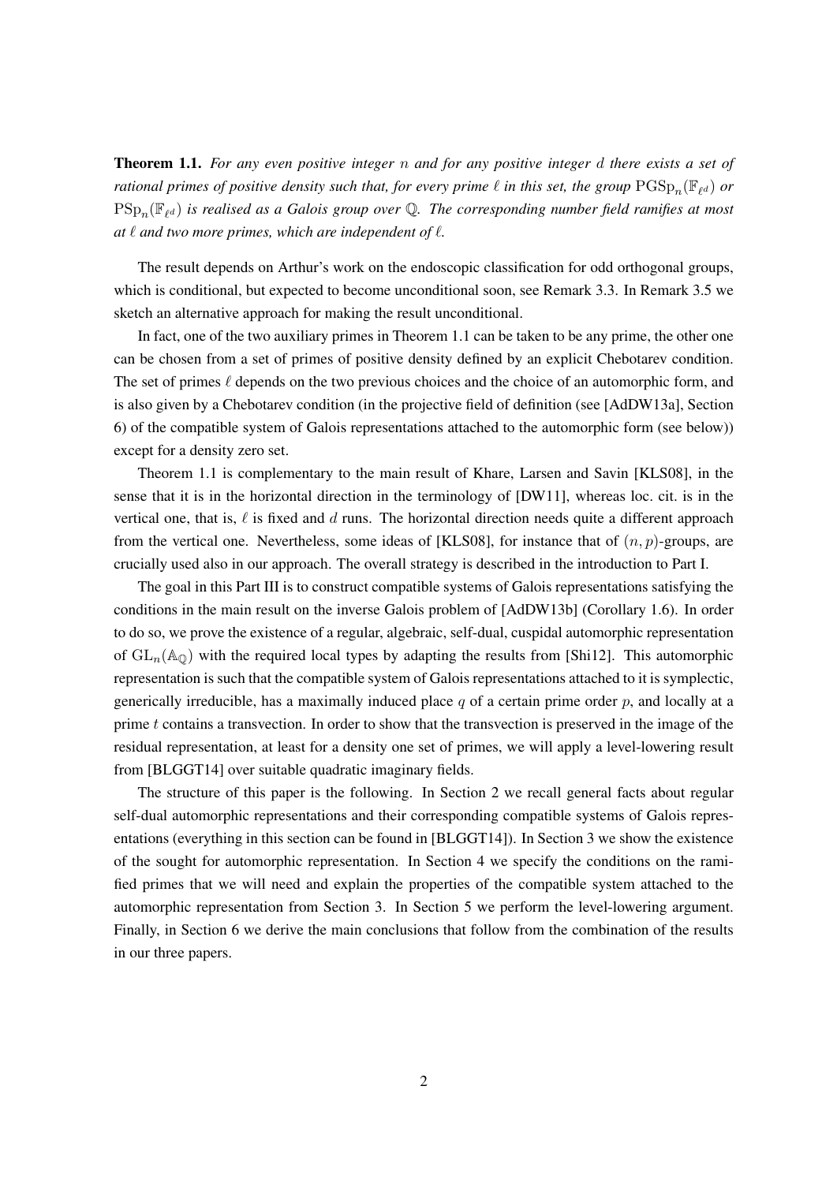**Theorem 1.1.** *For any even positive integer $n$ and for any positive integer $d$ there exists a set of rational primes of positive density such that, for every prime $\ell$ in this set, the group $\mathrm{PGSp}_n(\mathbb{F}_{\ell^d})$ or $\mathrm{PSp}_n(\mathbb{F}_{\ell^d})$ is realised as a Galois group over $\mathbb{Q}$. The corresponding number field ramifies at most at $\ell$ and two more primes, which are independent of $\ell$.*

The result depends on Arthur's work on the endoscopic classification for odd orthogonal groups, which is conditional, but expected to become unconditional soon, see Remark 3.3. In Remark 3.5 we sketch an alternative approach for making the result unconditional.

In fact, one of the two auxiliary primes in Theorem 1.1 can be taken to be any prime, the other one can be chosen from a set of primes of positive density defined by an explicit Chebotarev condition. The set of primes $\ell$ depends on the two previous choices and the choice of an automorphic form, and is also given by a Chebotarev condition (in the projective field of definition (see [AdDW13a], Section 6) of the compatible system of Galois representations attached to the automorphic form (see below)) except for a density zero set.

Theorem 1.1 is complementary to the main result of Khare, Larsen and Savin [KLS08], in the sense that it is in the horizontal direction in the terminology of [DW11], whereas loc. cit. is in the vertical one, that is, $\ell$ is fixed and $d$ runs. The horizontal direction needs quite a different approach from the vertical one. Nevertheless, some ideas of [KLS08], for instance that of $(n, p)$-groups, are crucially used also in our approach. The overall strategy is described in the introduction to Part I.

The goal in this Part III is to construct compatible systems of Galois representations satisfying the conditions in the main result on the inverse Galois problem of [AdDW13b] (Corollary 1.6). In order to do so, we prove the existence of a regular, algebraic, self-dual, cuspidal automorphic representation of $\mathrm{GL}_n(\mathbb{A}_\mathbb{Q})$ with the required local types by adapting the results from [Shi12]. This automorphic representation is such that the compatible system of Galois representations attached to it is symplectic, generically irreducible, has a maximally induced place $q$ of a certain prime order $p$, and locally at a prime $t$ contains a transvection. In order to show that the transvection is preserved in the image of the residual representation, at least for a density one set of primes, we will apply a level-lowering result from [BLGGT14] over suitable quadratic imaginary fields.

The structure of this paper is the following. In Section 2 we recall general facts about regular self-dual automorphic representations and their corresponding compatible systems of Galois representations (everything in this section can be found in [BLGGT14]). In Section 3 we show the existence of the sought for automorphic representation. In Section 4 we specify the conditions on the ramified primes that we will need and explain the properties of the compatible system attached to the automorphic representation from Section 3. In Section 5 we perform the level-lowering argument. Finally, in Section 6 we derive the main conclusions that follow from the combination of the results in our three papers.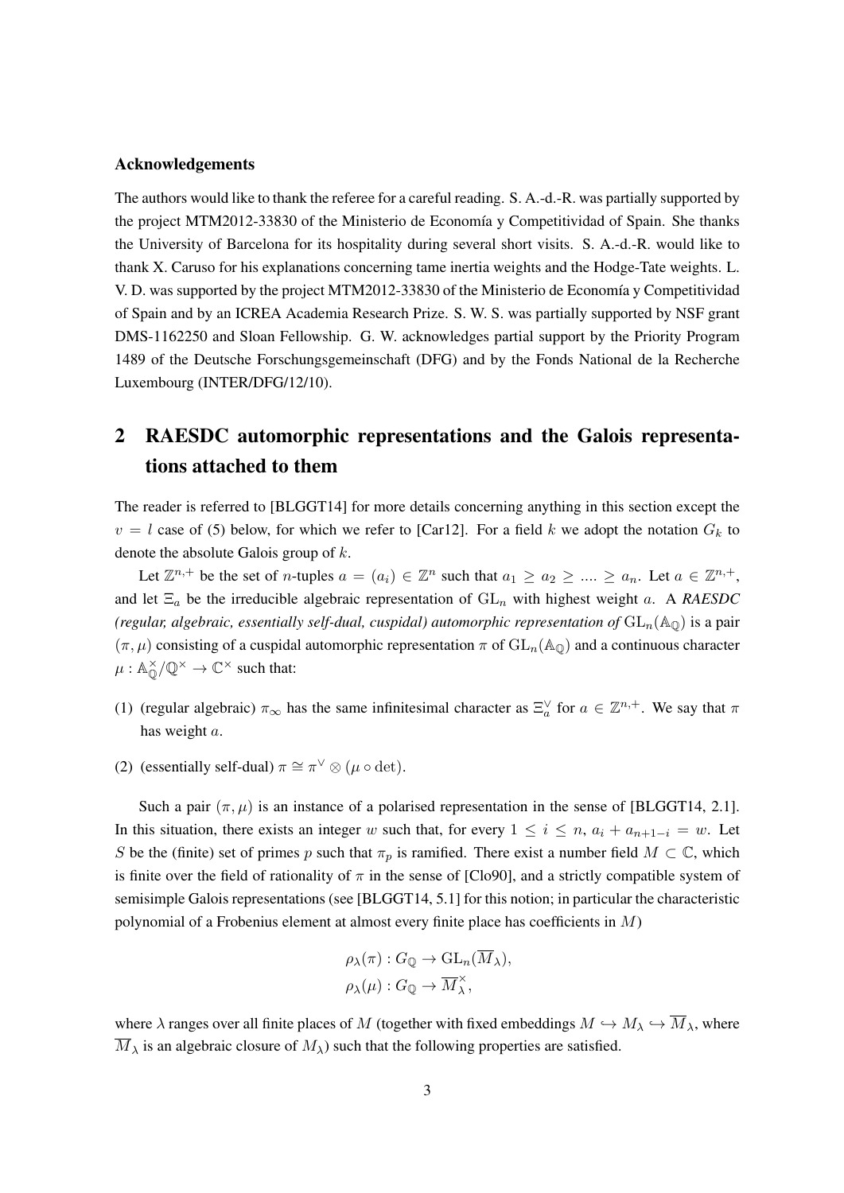### Acknowledgements

The authors would like to thank the referee for a careful reading. S. A.-d.-R. was partially supported by the project MTM2012-33830 of the Ministerio de Economía y Competitividad of Spain. She thanks the University of Barcelona for its hospitality during several short visits. S. A.-d.-R. would like to thank X. Caruso for his explanations concerning tame inertia weights and the Hodge-Tate weights. L. V. D. was supported by the project MTM2012-33830 of the Ministerio de Economía y Competitividad of Spain and by an ICREA Academia Research Prize. S. W. S. was partially supported by NSF grant DMS-1162250 and Sloan Fellowship. G. W. acknowledges partial support by the Priority Program 1489 of the Deutsche Forschungsgemeinschaft (DFG) and by the Fonds National de la Recherche Luxembourg (INTER/DFG/12/10).

## 2 RAESDC automorphic representations and the Galois representations attached to them

The reader is referred to [BLGGT14] for more details concerning anything in this section except the $v = l$ case of (5) below, for which we refer to [Car12]. For a field $k$ we adopt the notation $G_k$ to denote the absolute Galois group of $k$.

Let $\mathbb{Z}^{n,+}$ be the set of $n$-tuples $a = (a_i) \in \mathbb{Z}^n$ such that $a_1 \geq a_2 \geq .... \geq a_n$. Let $a \in \mathbb{Z}^{n,+}$, and let $\Xi_a$ be the irreducible algebraic representation of $\mathrm{GL}_n$ with highest weight $a$. A ***RAESDC*** ***(regular, algebraic, essentially self-dual, cuspidal) automorphic representation of*** $\mathrm{GL}_n(\mathbb{A}_\mathbb{Q})$ is a pair $(\pi, \mu)$ consisting of a cuspidal automorphic representation $\pi$ of $\mathrm{GL}_n(\mathbb{A}_\mathbb{Q})$ and a continuous character $\mu : \mathbb{A}_\mathbb{Q}^\times/\mathbb{Q}^\times \to \mathbb{C}^\times$ such that:

(1) (regular algebraic) $\pi_\infty$ has the same infinitesimal character as $\Xi_a^\vee$ for $a \in \mathbb{Z}^{n,+}$. We say that $\pi$ has weight $a$.

(2) (essentially self-dual) $\pi \cong \pi^\vee \otimes (\mu \circ \det)$.

Such a pair $(\pi, \mu)$ is an instance of a polarised representation in the sense of [BLGGT14, 2.1]. In this situation, there exists an integer $w$ such that, for every $1 \leq i \leq n$, $a_i + a_{n+1-i} = w$. Let $S$ be the (finite) set of primes $p$ such that $\pi_p$ is ramified. There exist a number field $M \subset \mathbb{C}$, which is finite over the field of rationality of $\pi$ in the sense of [Clo90], and a strictly compatible system of semisimple Galois representations (see [BLGGT14, 5.1] for this notion; in particular the characteristic polynomial of a Frobenius element at almost every finite place has coefficients in $M$)

$$\rho_\lambda(\pi) : G_\mathbb{Q} \to \mathrm{GL}_n(\overline{M}_\lambda),$$
$$\rho_\lambda(\mu) : G_\mathbb{Q} \to \overline{M}_\lambda^\times,$$

where $\lambda$ ranges over all finite places of $M$ (together with fixed embeddings $M \hookrightarrow M_\lambda \hookrightarrow \overline{M}_\lambda$, where $\overline{M}_\lambda$ is an algebraic closure of $M_\lambda$) such that the following properties are satisfied.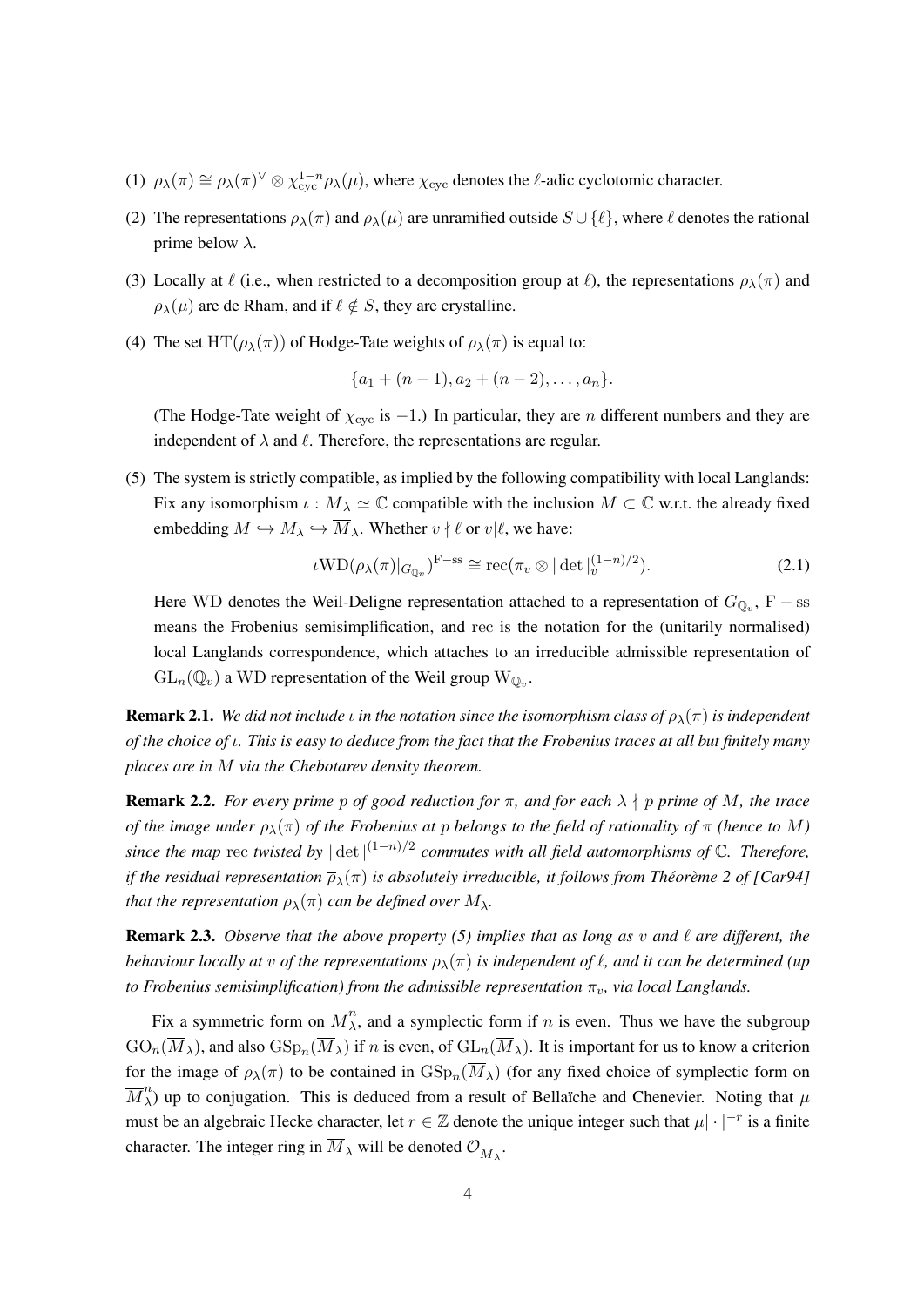(1) $\rho_\lambda(\pi) \cong \rho_\lambda(\pi)^\vee \otimes \chi_{\mathrm{cyc}}^{1-n}\rho_\lambda(\mu)$, where $\chi_{\mathrm{cyc}}$ denotes the $\ell$-adic cyclotomic character.

(2) The representations $\rho_\lambda(\pi)$ and $\rho_\lambda(\mu)$ are unramified outside $S \cup \{\ell\}$, where $\ell$ denotes the rational prime below $\lambda$.

(3) Locally at $\ell$ (i.e., when restricted to a decomposition group at $\ell$), the representations $\rho_\lambda(\pi)$ and $\rho_\lambda(\mu)$ are de Rham, and if $\ell \notin S$, they are crystalline.

(4) The set $\mathrm{HT}(\rho_\lambda(\pi))$ of Hodge-Tate weights of $\rho_\lambda(\pi)$ is equal to:

$$\{a_1 + (n-1), a_2 + (n-2), \ldots, a_n\}.$$

(The Hodge-Tate weight of $\chi_{\mathrm{cyc}}$ is $-1$.) In particular, they are $n$ different numbers and they are independent of $\lambda$ and $\ell$. Therefore, the representations are regular.

(5) The system is strictly compatible, as implied by the following compatibility with local Langlands: Fix any isomorphism $\iota : \overline{M}_\lambda \simeq \mathbb{C}$ compatible with the inclusion $M \subset \mathbb{C}$ w.r.t. the already fixed embedding $M \hookrightarrow M_\lambda \hookrightarrow \overline{M}_\lambda$. Whether $v \nmid \ell$ or $v|\ell$, we have:

$$\iota\mathrm{WD}(\rho_\lambda(\pi)|_{G_{\mathbb{Q}_v}})^{\mathrm{F-ss}} \cong \mathrm{rec}(\pi_v \otimes |\det|_v^{(1-n)/2}). \tag{2.1}$$

Here WD denotes the Weil-Deligne representation attached to a representation of $G_{\mathbb{Q}_v}$, $\mathrm{F-ss}$ means the Frobenius semisimplification, and rec is the notation for the (unitarily normalised) local Langlands correspondence, which attaches to an irreducible admissible representation of $\mathrm{GL}_n(\mathbb{Q}_v)$ a WD representation of the Weil group $\mathrm{W}_{\mathbb{Q}_v}$.

**Remark 2.1.** *We did not include $\iota$ in the notation since the isomorphism class of $\rho_\lambda(\pi)$ is independent of the choice of $\iota$. This is easy to deduce from the fact that the Frobenius traces at all but finitely many places are in $M$ via the Chebotarev density theorem.*

**Remark 2.2.** *For every prime $p$ of good reduction for $\pi$, and for each $\lambda \nmid p$ prime of $M$, the trace of the image under $\rho_\lambda(\pi)$ of the Frobenius at $p$ belongs to the field of rationality of $\pi$ (hence to $M$) since the map* rec *twisted by $|\det|^{(1-n)/2}$ commutes with all field automorphisms of $\mathbb{C}$. Therefore, if the residual representation $\overline{\rho}_\lambda(\pi)$ is absolutely irreducible, it follows from Théorème 2 of [Car94] that the representation $\rho_\lambda(\pi)$ can be defined over $M_\lambda$.*

**Remark 2.3.** *Observe that the above property (5) implies that as long as $v$ and $\ell$ are different, the behaviour locally at $v$ of the representations $\rho_\lambda(\pi)$ is independent of $\ell$, and it can be determined (up to Frobenius semisimplification) from the admissible representation $\pi_v$, via local Langlands.*

Fix a symmetric form on $\overline{M}_\lambda^n$, and a symplectic form if $n$ is even. Thus we have the subgroup $\mathrm{GO}_n(\overline{M}_\lambda)$, and also $\mathrm{GSp}_n(\overline{M}_\lambda)$ if $n$ is even, of $\mathrm{GL}_n(\overline{M}_\lambda)$. It is important for us to know a criterion for the image of $\rho_\lambda(\pi)$ to be contained in $\mathrm{GSp}_n(\overline{M}_\lambda)$ (for any fixed choice of symplectic form on $\overline{M}_\lambda^n$) up to conjugation. This is deduced from a result of Bellaïche and Chenevier. Noting that $\mu$ must be an algebraic Hecke character, let $r \in \mathbb{Z}$ denote the unique integer such that $\mu|\cdot|^{-r}$ is a finite character. The integer ring in $\overline{M}_\lambda$ will be denoted $\mathcal{O}_{\overline{M}_\lambda}$.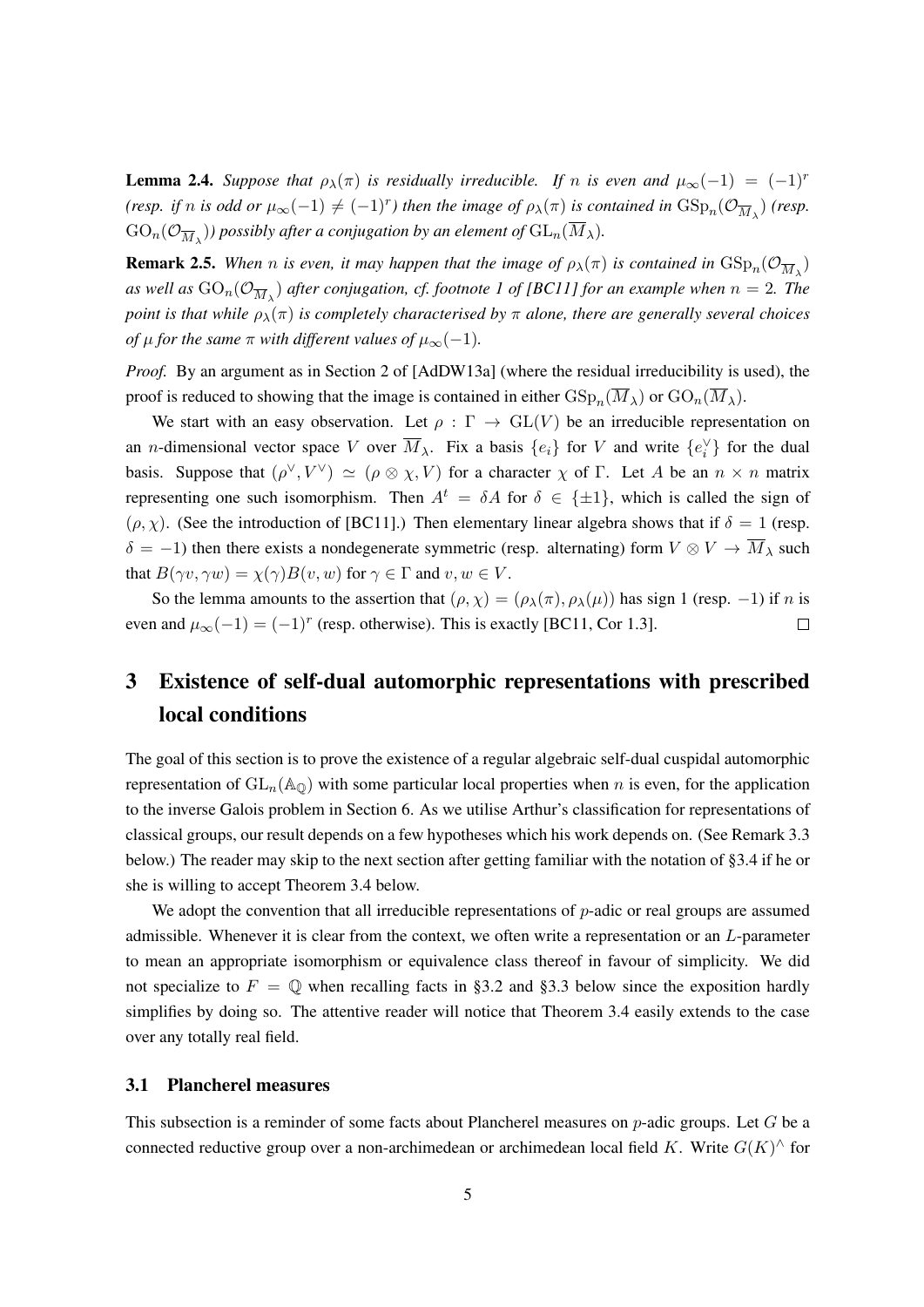**Lemma 2.4.** *Suppose that $\rho_\lambda(\pi)$ is residually irreducible. If $n$ is even and $\mu_\infty(-1) = (-1)^r$ (resp. if $n$ is odd or $\mu_\infty(-1) \neq (-1)^r$) then the image of $\rho_\lambda(\pi)$ is contained in $\mathrm{GSp}_n(\mathcal{O}_{\overline{M}_\lambda})$ (resp. $\mathrm{GO}_n(\mathcal{O}_{\overline{M}_\lambda})$) possibly after a conjugation by an element of $\mathrm{GL}_n(\overline{M}_\lambda)$.*

**Remark 2.5.** *When $n$ is even, it may happen that the image of $\rho_\lambda(\pi)$ is contained in $\mathrm{GSp}_n(\mathcal{O}_{\overline{M}_\lambda})$ as well as $\mathrm{GO}_n(\mathcal{O}_{\overline{M}_\lambda})$ after conjugation, cf. footnote 1 of [BC11] for an example when $n = 2$. The point is that while $\rho_\lambda(\pi)$ is completely characterised by $\pi$ alone, there are generally several choices of $\mu$ for the same $\pi$ with different values of $\mu_\infty(-1)$.*

*Proof.* By an argument as in Section 2 of [AdDW13a] (where the residual irreducibility is used), the proof is reduced to showing that the image is contained in either $\mathrm{GSp}_n(\overline{M}_\lambda)$ or $\mathrm{GO}_n(\overline{M}_\lambda)$.

We start with an easy observation. Let $\rho : \Gamma \to \mathrm{GL}(V)$ be an irreducible representation on an $n$-dimensional vector space $V$ over $\overline{M}_\lambda$. Fix a basis $\{e_i\}$ for $V$ and write $\{e_i^\vee\}$ for the dual basis. Suppose that $(\rho^\vee, V^\vee) \simeq (\rho \otimes \chi, V)$ for a character $\chi$ of $\Gamma$. Let $A$ be an $n \times n$ matrix representing one such isomorphism. Then $A^t = \delta A$ for $\delta \in \{\pm 1\}$, which is called the sign of $(\rho, \chi)$. (See the introduction of [BC11].) Then elementary linear algebra shows that if $\delta = 1$ (resp. $\delta = -1$) then there exists a nondegenerate symmetric (resp. alternating) form $V \otimes V \to \overline{M}_\lambda$ such that $B(\gamma v, \gamma w) = \chi(\gamma) B(v, w)$ for $\gamma \in \Gamma$ and $v, w \in V$.

So the lemma amounts to the assertion that $(\rho, \chi) = (\rho_\lambda(\pi), \rho_\lambda(\mu))$ has sign 1 (resp. $-1$) if $n$ is even and $\mu_\infty(-1) = (-1)^r$ (resp. otherwise). This is exactly [BC11, Cor 1.3]. $\square$

# 3 Existence of self-dual automorphic representations with prescribed local conditions

The goal of this section is to prove the existence of a regular algebraic self-dual cuspidal automorphic representation of $\mathrm{GL}_n(\mathbb{A}_\mathbb{Q})$ with some particular local properties when $n$ is even, for the application to the inverse Galois problem in Section 6. As we utilise Arthur's classification for representations of classical groups, our result depends on a few hypotheses which his work depends on. (See Remark 3.3 below.) The reader may skip to the next section after getting familiar with the notation of §3.4 if he or she is willing to accept Theorem 3.4 below.

We adopt the convention that all irreducible representations of $p$-adic or real groups are assumed admissible. Whenever it is clear from the context, we often write a representation or an $L$-parameter to mean an appropriate isomorphism or equivalence class thereof in favour of simplicity. We did not specialize to $F = \mathbb{Q}$ when recalling facts in §3.2 and §3.3 below since the exposition hardly simplifies by doing so. The attentive reader will notice that Theorem 3.4 easily extends to the case over any totally real field.

## 3.1 Plancherel measures

This subsection is a reminder of some facts about Plancherel measures on $p$-adic groups. Let $G$ be a connected reductive group over a non-archimedean or archimedean local field $K$. Write $G(K)^\wedge$ for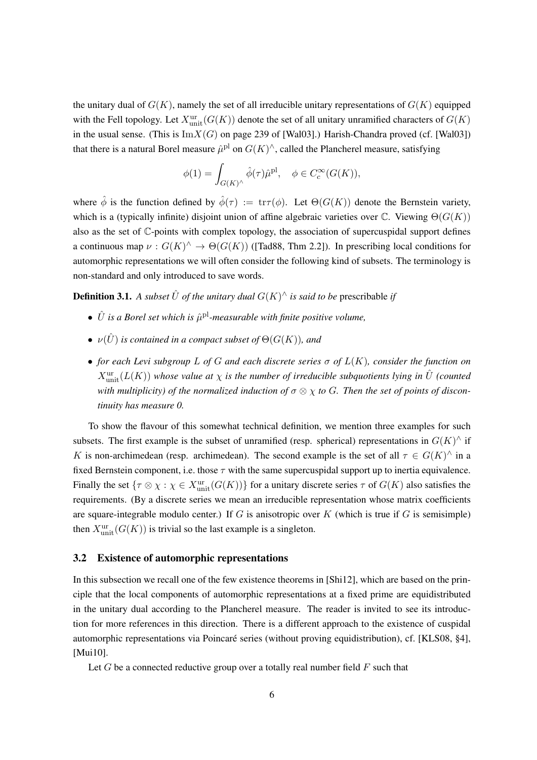the unitary dual of $G(K)$, namely the set of all irreducible unitary representations of $G(K)$ equipped with the Fell topology. Let $X^{\mathrm{ur}}_{\mathrm{unit}}(G(K))$ denote the set of all unitary unramified characters of $G(K)$ in the usual sense. (This is $\mathrm{Im}X(G)$ on page 239 of [Wal03].) Harish-Chandra proved (cf. [Wal03]) that there is a natural Borel measure $\hat{\mu}^{\mathrm{pl}}$ on $G(K)^\wedge$, called the Plancherel measure, satisfying

$$\phi(1) = \int_{G(K)^\wedge} \hat{\phi}(\tau)\hat{\mu}^{\mathrm{pl}}, \quad \phi \in C^\infty_c(G(K)),$$

where $\hat{\phi}$ is the function defined by $\hat{\phi}(\tau) := \mathrm{tr}\tau(\phi)$. Let $\Theta(G(K))$ denote the Bernstein variety, which is a (typically infinite) disjoint union of affine algebraic varieties over $\mathbb{C}$. Viewing $\Theta(G(K))$ also as the set of $\mathbb{C}$-points with complex topology, the association of supercuspidal support defines a continuous map $\nu : G(K)^\wedge \to \Theta(G(K))$ ([Tad88, Thm 2.2]). In prescribing local conditions for automorphic representations we will often consider the following kind of subsets. The terminology is non-standard and only introduced to save words.

**Definition 3.1.** *A subset $\hat{U}$ of the unitary dual $G(K)^\wedge$ is said to be* prescribable *if*

- *$\hat{U}$ is a Borel set which is $\hat{\mu}^{\mathrm{pl}}$-measurable with finite positive volume,*
- *$\nu(\hat{U})$ is contained in a compact subset of $\Theta(G(K))$, and*
- *for each Levi subgroup $L$ of $G$ and each discrete series $\sigma$ of $L(K)$, consider the function on $X^{\mathrm{ur}}_{\mathrm{unit}}(L(K))$ whose value at $\chi$ is the number of irreducible subquotients lying in $\hat{U}$ (counted with multiplicity) of the normalized induction of $\sigma \otimes \chi$ to $G$. Then the set of points of discontinuity has measure 0.*

To show the flavour of this somewhat technical definition, we mention three examples for such subsets. The first example is the subset of unramified (resp. spherical) representations in $G(K)^\wedge$ if $K$ is non-archimedean (resp. archimedean). The second example is the set of all $\tau \in G(K)^\wedge$ in a fixed Bernstein component, i.e. those $\tau$ with the same supercuspidal support up to inertia equivalence. Finally the set $\{\tau \otimes \chi : \chi \in X^{\mathrm{ur}}_{\mathrm{unit}}(G(K))\}$ for a unitary discrete series $\tau$ of $G(K)$ also satisfies the requirements. (By a discrete series we mean an irreducible representation whose matrix coefficients are square-integrable modulo center.) If $G$ is anisotropic over $K$ (which is true if $G$ is semisimple) then $X^{\mathrm{ur}}_{\mathrm{unit}}(G(K))$ is trivial so the last example is a singleton.

### 3.2 Existence of automorphic representations

In this subsection we recall one of the few existence theorems in [Shi12], which are based on the principle that the local components of automorphic representations at a fixed prime are equidistributed in the unitary dual according to the Plancherel measure. The reader is invited to see its introduction for more references in this direction. There is a different approach to the existence of cuspidal automorphic representations via Poincaré series (without proving equidistribution), cf. [KLS08, §4], [Mui10].

Let $G$ be a connected reductive group over a totally real number field $F$ such that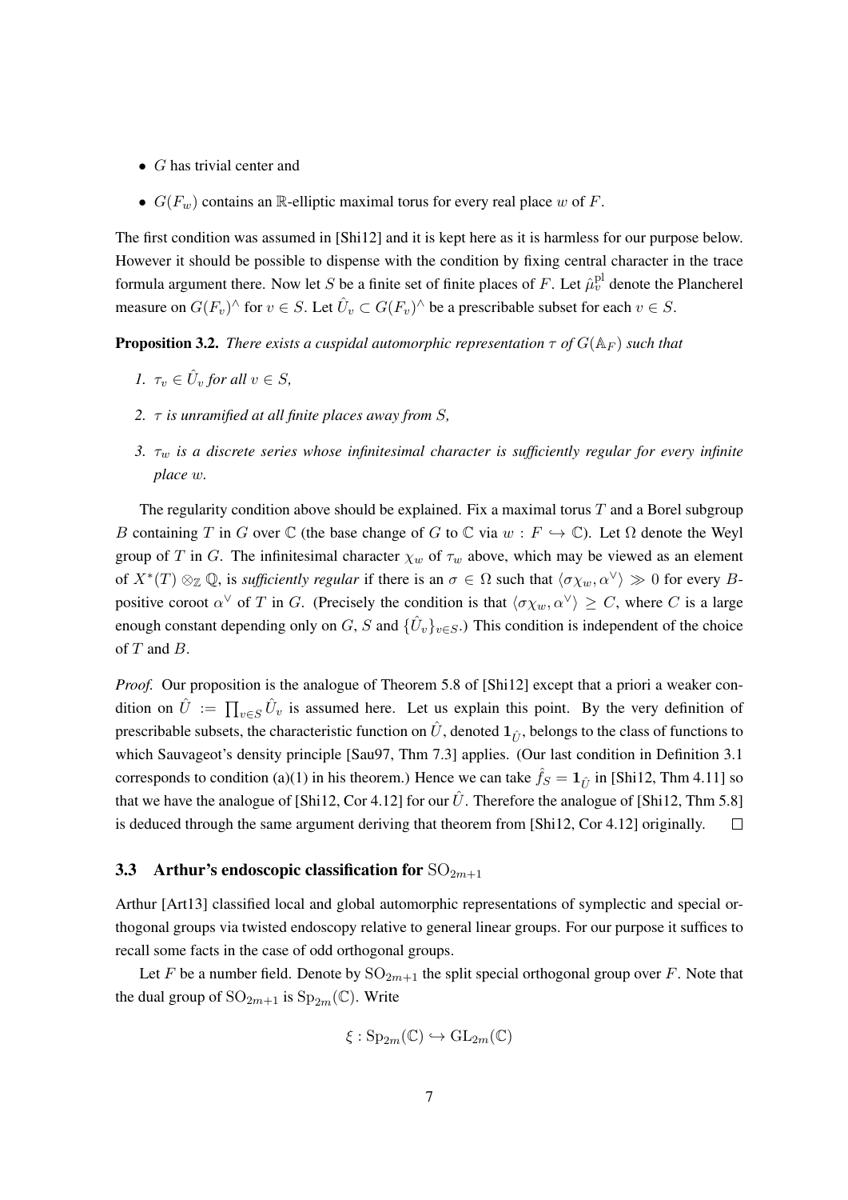- $G$ has trivial center and
- $G(F_w)$ contains an $\mathbb{R}$-elliptic maximal torus for every real place $w$ of $F$.

The first condition was assumed in [Shi12] and it is kept here as it is harmless for our purpose below. However it should be possible to dispense with the condition by fixing central character in the trace formula argument there. Now let $S$ be a finite set of finite places of $F$. Let $\hat{\mu}_v^{\mathrm{pl}}$ denote the Plancherel measure on $G(F_v)^\wedge$ for $v \in S$. Let $\hat{U}_v \subset G(F_v)^\wedge$ be a prescribable subset for each $v \in S$.

**Proposition 3.2.** *There exists a cuspidal automorphic representation $\tau$ of $G(\mathbb{A}_F)$ such that*

1. *$\tau_v \in \hat{U}_v$ for all $v \in S$,*
2. *$\tau$ is unramified at all finite places away from $S$,*
3. *$\tau_w$ is a discrete series whose infinitesimal character is sufficiently regular for every infinite place $w$.*

The regularity condition above should be explained. Fix a maximal torus $T$ and a Borel subgroup $B$ containing $T$ in $G$ over $\mathbb{C}$ (the base change of $G$ to $\mathbb{C}$ via $w : F \hookrightarrow \mathbb{C}$). Let $\Omega$ denote the Weyl group of $T$ in $G$. The infinitesimal character $\chi_w$ of $\tau_w$ above, which may be viewed as an element of $X^*(T) \otimes_{\mathbb{Z}} \mathbb{Q}$, is *sufficiently regular* if there is an $\sigma \in \Omega$ such that $\langle \sigma\chi_w, \alpha^\vee \rangle \gg 0$ for every $B$-positive coroot $\alpha^\vee$ of $T$ in $G$. (Precisely the condition is that $\langle \sigma\chi_w, \alpha^\vee \rangle \geq C$, where $C$ is a large enough constant depending only on $G$, $S$ and $\{\hat{U}_v\}_{v\in S}$.) This condition is independent of the choice of $T$ and $B$.

*Proof.* Our proposition is the analogue of Theorem 5.8 of [Shi12] except that a priori a weaker condition on $\hat{U} := \prod_{v\in S} \hat{U}_v$ is assumed here. Let us explain this point. By the very definition of prescribable subsets, the characteristic function on $\hat{U}$, denoted $\mathbf{1}_{\hat{U}}$, belongs to the class of functions to which Sauvageot's density principle [Sau97, Thm 7.3] applies. (Our last condition in Definition 3.1 corresponds to condition (a)(1) in his theorem.) Hence we can take $\hat{f}_S = \mathbf{1}_{\hat{U}}$ in [Shi12, Thm 4.11] so that we have the analogue of [Shi12, Cor 4.12] for our $\hat{U}$. Therefore the analogue of [Shi12, Thm 5.8] is deduced through the same argument deriving that theorem from [Shi12, Cor 4.12] originally. $\square$

### 3.3 Arthur's endoscopic classification for $\mathrm{SO}_{2m+1}$

Arthur [Art13] classified local and global automorphic representations of symplectic and special orthogonal groups via twisted endoscopy relative to general linear groups. For our purpose it suffices to recall some facts in the case of odd orthogonal groups.

Let $F$ be a number field. Denote by $\mathrm{SO}_{2m+1}$ the split special orthogonal group over $F$. Note that the dual group of $\mathrm{SO}_{2m+1}$ is $\mathrm{Sp}_{2m}(\mathbb{C})$. Write

$$\xi : \mathrm{Sp}_{2m}(\mathbb{C}) \hookrightarrow \mathrm{GL}_{2m}(\mathbb{C})$$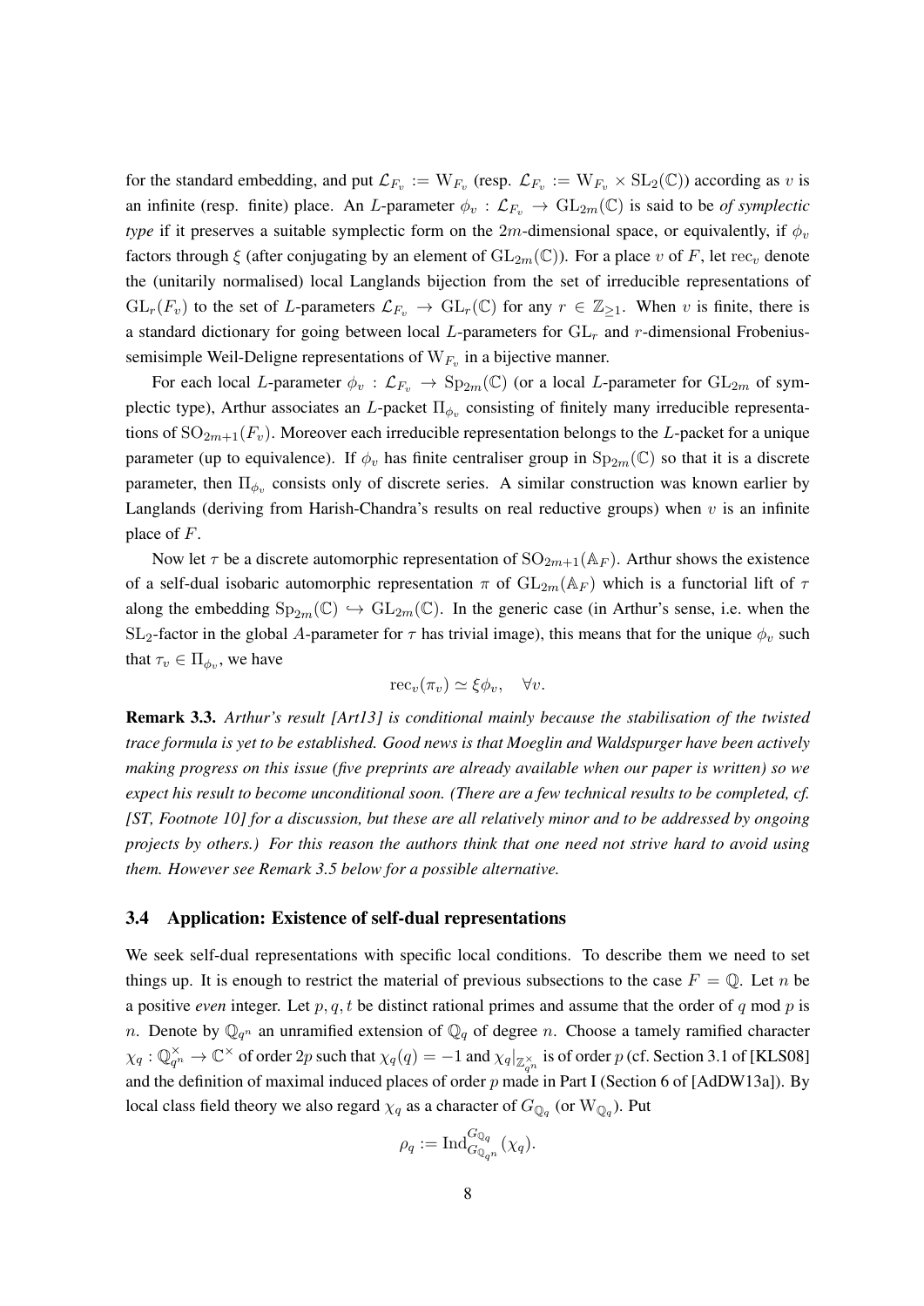for the standard embedding, and put $\mathcal{L}_{F_v} := \mathrm{W}_{F_v}$ (resp. $\mathcal{L}_{F_v} := \mathrm{W}_{F_v} \times \mathrm{SL}_2(\mathbb{C})$) according as $v$ is an infinite (resp. finite) place. An $L$-parameter $\phi_v : \mathcal{L}_{F_v} \to \mathrm{GL}_{2m}(\mathbb{C})$ is said to be *of symplectic type* if it preserves a suitable symplectic form on the $2m$-dimensional space, or equivalently, if $\phi_v$ factors through $\xi$ (after conjugating by an element of $\mathrm{GL}_{2m}(\mathbb{C})$). For a place $v$ of $F$, let $\mathrm{rec}_v$ denote the (unitarily normalised) local Langlands bijection from the set of irreducible representations of $\mathrm{GL}_r(F_v)$ to the set of $L$-parameters $\mathcal{L}_{F_v} \to \mathrm{GL}_r(\mathbb{C})$ for any $r \in \mathbb{Z}_{\geq 1}$. When $v$ is finite, there is a standard dictionary for going between local $L$-parameters for $\mathrm{GL}_r$ and $r$-dimensional Frobenius-semisimple Weil-Deligne representations of $\mathrm{W}_{F_v}$ in a bijective manner.

For each local $L$-parameter $\phi_v : \mathcal{L}_{F_v} \to \mathrm{Sp}_{2m}(\mathbb{C})$ (or a local $L$-parameter for $\mathrm{GL}_{2m}$ of symplectic type), Arthur associates an $L$-packet $\Pi_{\phi_v}$ consisting of finitely many irreducible representations of $\mathrm{SO}_{2m+1}(F_v)$. Moreover each irreducible representation belongs to the $L$-packet for a unique parameter (up to equivalence). If $\phi_v$ has finite centraliser group in $\mathrm{Sp}_{2m}(\mathbb{C})$ so that it is a discrete parameter, then $\Pi_{\phi_v}$ consists only of discrete series. A similar construction was known earlier by Langlands (deriving from Harish-Chandra's results on real reductive groups) when $v$ is an infinite place of $F$.

Now let $\tau$ be a discrete automorphic representation of $\mathrm{SO}_{2m+1}(\mathbb{A}_F)$. Arthur shows the existence of a self-dual isobaric automorphic representation $\pi$ of $\mathrm{GL}_{2m}(\mathbb{A}_F)$ which is a functorial lift of $\tau$ along the embedding $\mathrm{Sp}_{2m}(\mathbb{C}) \hookrightarrow \mathrm{GL}_{2m}(\mathbb{C})$. In the generic case (in Arthur's sense, i.e. when the $\mathrm{SL}_2$-factor in the global $A$-parameter for $\tau$ has trivial image), this means that for the unique $\phi_v$ such that $\tau_v \in \Pi_{\phi_v}$, we have

$$\mathrm{rec}_v(\pi_v) \simeq \xi\phi_v, \quad \forall v.$$

**Remark 3.3.** *Arthur's result [Art13] is conditional mainly because the stabilisation of the twisted trace formula is yet to be established. Good news is that Moeglin and Waldspurger have been actively making progress on this issue (five preprints are already available when our paper is written) so we expect his result to become unconditional soon. (There are a few technical results to be completed, cf. [ST, Footnote 10] for a discussion, but these are all relatively minor and to be addressed by ongoing projects by others.) For this reason the authors think that one need not strive hard to avoid using them. However see Remark 3.5 below for a possible alternative.*

### 3.4 Application: Existence of self-dual representations

We seek self-dual representations with specific local conditions. To describe them we need to set things up. It is enough to restrict the material of previous subsections to the case $F = \mathbb{Q}$. Let $n$ be a positive *even* integer. Let $p, q, t$ be distinct rational primes and assume that the order of $q$ mod $p$ is $n$. Denote by $\mathbb{Q}_{q^n}$ an unramified extension of $\mathbb{Q}_q$ of degree $n$. Choose a tamely ramified character $\chi_q : \mathbb{Q}_{q^n}^\times \to \mathbb{C}^\times$ of order $2p$ such that $\chi_q(q) = -1$ and $\chi_q|_{\mathbb{Z}_{q^n}^\times}$ is of order $p$ (cf. Section 3.1 of [KLS08] and the definition of maximal induced places of order $p$ made in Part I (Section 6 of [AdDW13a]). By local class field theory we also regard $\chi_q$ as a character of $G_{\mathbb{Q}_q}$ (or $\mathrm{W}_{\mathbb{Q}_q}$). Put

$$\rho_q := \mathrm{Ind}_{G_{\mathbb{Q}_{q^n}}}^{G_{\mathbb{Q}_q}}(\chi_q).$$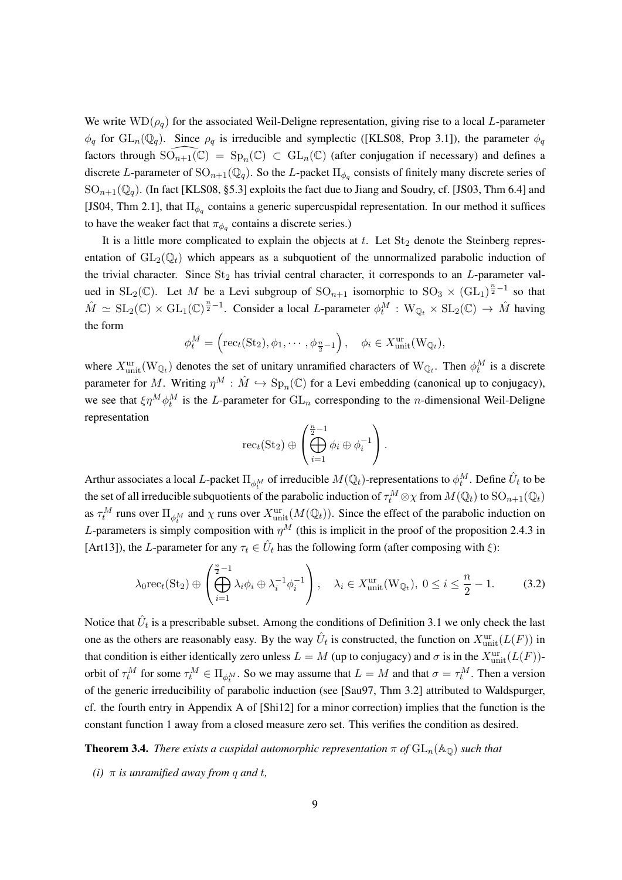We write $\mathrm{WD}(\rho_q)$ for the associated Weil-Deligne representation, giving rise to a local $L$-parameter $\phi_q$ for $\mathrm{GL}_n(\mathbb{Q}_q)$. Since $\rho_q$ is irreducible and symplectic ([KLS08, Prop 3.1]), the parameter $\phi_q$ factors through $\widehat{\mathrm{SO}_{n+1}}(\mathbb{C}) = \mathrm{Sp}_n(\mathbb{C}) \subset \mathrm{GL}_n(\mathbb{C})$ (after conjugation if necessary) and defines a discrete $L$-parameter of $\mathrm{SO}_{n+1}(\mathbb{Q}_q)$. So the $L$-packet $\Pi_{\phi_q}$ consists of finitely many discrete series of $\mathrm{SO}_{n+1}(\mathbb{Q}_q)$. (In fact [KLS08, §5.3] exploits the fact due to Jiang and Soudry, cf. [JS03, Thm 6.4] and [JS04, Thm 2.1], that $\Pi_{\phi_q}$ contains a generic supercuspidal representation. In our method it suffices to have the weaker fact that $\pi_{\phi_q}$ contains a discrete series.)

It is a little more complicated to explain the objects at $t$. Let $\mathrm{St}_2$ denote the Steinberg representation of $\mathrm{GL}_2(\mathbb{Q}_t)$ which appears as a subquotient of the unnormalized parabolic induction of the trivial character. Since $\mathrm{St}_2$ has trivial central character, it corresponds to an $L$-parameter valued in $\mathrm{SL}_2(\mathbb{C})$. Let $M$ be a Levi subgroup of $\mathrm{SO}_{n+1}$ isomorphic to $\mathrm{SO}_3 \times (\mathrm{GL}_1)^{\frac{n}{2}-1}$ so that $\hat{M} \simeq \mathrm{SL}_2(\mathbb{C}) \times \mathrm{GL}_1(\mathbb{C})^{\frac{n}{2}-1}$. Consider a local $L$-parameter $\phi_t^M : \mathrm{W}_{\mathbb{Q}_t} \times \mathrm{SL}_2(\mathbb{C}) \to \hat{M}$ having the form

$$\phi_t^M = \left(\mathrm{rec}_t(\mathrm{St}_2), \phi_1, \cdots, \phi_{\frac{n}{2}-1}\right), \quad \phi_i \in X_{\mathrm{unit}}^{\mathrm{ur}}(\mathrm{W}_{\mathbb{Q}_t}),$$

where $X_{\mathrm{unit}}^{\mathrm{ur}}(\mathrm{W}_{\mathbb{Q}_t})$ denotes the set of unitary unramified characters of $\mathrm{W}_{\mathbb{Q}_t}$. Then $\phi_t^M$ is a discrete parameter for $M$. Writing $\eta^M : \hat{M} \hookrightarrow \mathrm{Sp}_n(\mathbb{C})$ for a Levi embedding (canonical up to conjugacy), we see that $\xi\eta^M\phi_t^M$ is the $L$-parameter for $\mathrm{GL}_n$ corresponding to the $n$-dimensional Weil-Deligne representation

$$\mathrm{rec}_t(\mathrm{St}_2) \oplus \left( \bigoplus_{i=1}^{\frac{n}{2}-1} \phi_i \oplus \phi_i^{-1} \right).$$

Arthur associates a local $L$-packet $\Pi_{\phi_t^M}$ of irreducible $M(\mathbb{Q}_t)$-representations to $\phi_t^M$. Define $\hat{U}_t$ to be the set of all irreducible subquotients of the parabolic induction of $\tau_t^M \otimes \chi$ from $M(\mathbb{Q}_t)$ to $\mathrm{SO}_{n+1}(\mathbb{Q}_t)$ as $\tau_t^M$ runs over $\Pi_{\phi_t^M}$ and $\chi$ runs over $X_{\mathrm{unit}}^{\mathrm{ur}}(M(\mathbb{Q}_t))$. Since the effect of the parabolic induction on $L$-parameters is simply composition with $\eta^M$ (this is implicit in the proof of the proposition 2.4.3 in [Art13]), the $L$-parameter for any $\tau_t \in \hat{U}_t$ has the following form (after composing with $\xi$):

$$\lambda_0 \mathrm{rec}_t(\mathrm{St}_2) \oplus \left( \bigoplus_{i=1}^{\frac{n}{2}-1} \lambda_i\phi_i \oplus \lambda_i^{-1}\phi_i^{-1} \right), \quad \lambda_i \in X_{\mathrm{unit}}^{\mathrm{ur}}(\mathrm{W}_{\mathbb{Q}_t}),\ 0 \le i \le \frac{n}{2} - 1. \tag{3.2}$$

Notice that $\hat{U}_t$ is a prescribable subset. Among the conditions of Definition 3.1 we only check the last one as the others are reasonably easy. By the way $\hat{U}_t$ is constructed, the function on $X_{\mathrm{unit}}^{\mathrm{ur}}(L(F))$ in that condition is either identically zero unless $L = M$ (up to conjugacy) and $\sigma$ is in the $X_{\mathrm{unit}}^{\mathrm{ur}}(L(F))$-orbit of $\tau_t^M$ for some $\tau_t^M \in \Pi_{\phi_t^M}$. So we may assume that $L = M$ and that $\sigma = \tau_t^M$. Then a version of the generic irreducibility of parabolic induction (see [Sau97, Thm 3.2] attributed to Waldspurger, cf. the fourth entry in Appendix A of [Shi12] for a minor correction) implies that the function is the constant function 1 away from a closed measure zero set. This verifies the condition as desired.

**Theorem 3.4.** *There exists a cuspidal automorphic representation $\pi$ of $\mathrm{GL}_n(\mathbb{A}_{\mathbb{Q}})$ such that*

*(i) $\pi$ is unramified away from $q$ and $t$,*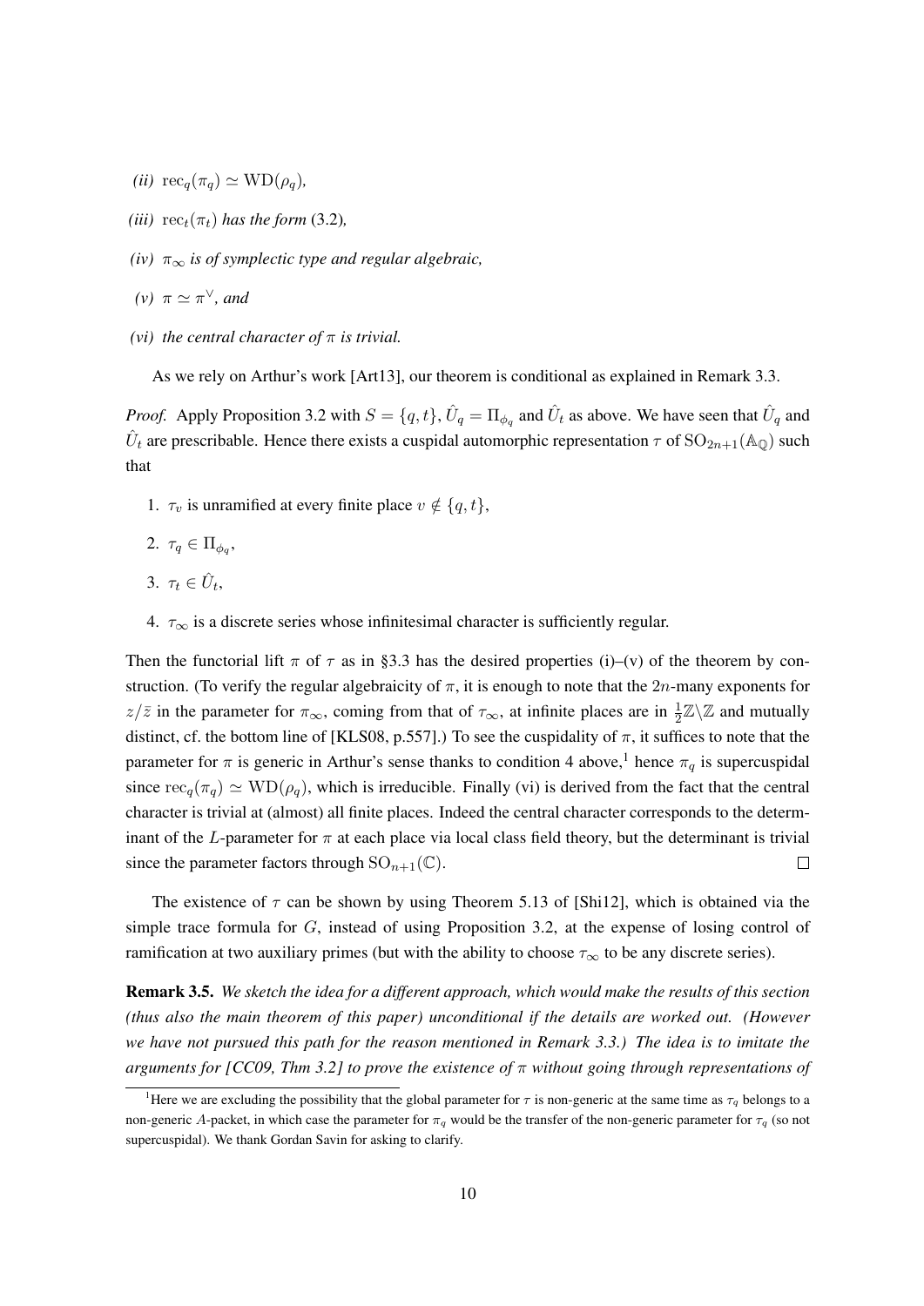*(ii)* $\mathrm{rec}_q(\pi_q) \simeq \mathrm{WD}(\rho_q)$*,*

*(iii)* $\mathrm{rec}_t(\pi_t)$ *has the form* (3.2)*,*

*(iv)* $\pi_\infty$ *is of symplectic type and regular algebraic,*

*(v)* $\pi \simeq \pi^\vee$*, and*

*(vi) the central character of* $\pi$ *is trivial.*

As we rely on Arthur's work [Art13], our theorem is conditional as explained in Remark 3.3.

*Proof.* Apply Proposition 3.2 with $S = \{q, t\}$, $\hat{U}_q = \Pi_{\phi_q}$ and $\hat{U}_t$ as above. We have seen that $\hat{U}_q$ and $\hat{U}_t$ are prescribable. Hence there exists a cuspidal automorphic representation $\tau$ of $\mathrm{SO}_{2n+1}(\mathbb{A}_\mathbb{Q})$ such that

1. $\tau_v$ is unramified at every finite place $v \notin \{q, t\}$,
2. $\tau_q \in \Pi_{\phi_q}$,
3. $\tau_t \in \hat{U}_t$,
4. $\tau_\infty$ is a discrete series whose infinitesimal character is sufficiently regular.

Then the functorial lift $\pi$ of $\tau$ as in §3.3 has the desired properties (i)–(v) of the theorem by construction. (To verify the regular algebraicity of $\pi$, it is enough to note that the $2n$-many exponents for $z/\bar{z}$ in the parameter for $\pi_\infty$, coming from that of $\tau_\infty$, at infinite places are in $\frac{1}{2}\mathbb{Z}\backslash\mathbb{Z}$ and mutually distinct, cf. the bottom line of [KLS08, p.557].) To see the cuspidality of $\pi$, it suffices to note that the parameter for $\pi$ is generic in Arthur's sense thanks to condition 4 above,[1] hence $\pi_q$ is supercuspidal since $\mathrm{rec}_q(\pi_q) \simeq \mathrm{WD}(\rho_q)$, which is irreducible. Finally (vi) is derived from the fact that the central character is trivial at (almost) all finite places. Indeed the central character corresponds to the determinant of the $L$-parameter for $\pi$ at each place via local class field theory, but the determinant is trivial since the parameter factors through $\mathrm{SO}_{n+1}(\mathbb{C})$. ☐

The existence of $\tau$ can be shown by using Theorem 5.13 of [Shi12], which is obtained via the simple trace formula for $G$, instead of using Proposition 3.2, at the expense of losing control of ramification at two auxiliary primes (but with the ability to choose $\tau_\infty$ to be any discrete series).

**Remark 3.5.** *We sketch the idea for a different approach, which would make the results of this section (thus also the main theorem of this paper) unconditional if the details are worked out. (However we have not pursued this path for the reason mentioned in Remark 3.3.) The idea is to imitate the arguments for [CC09, Thm 3.2] to prove the existence of* $\pi$ *without going through representations of*

[1] Here we are excluding the possibility that the global parameter for $\tau$ is non-generic at the same time as $\tau_q$ belongs to a non-generic $A$-packet, in which case the parameter for $\pi_q$ would be the transfer of the non-generic parameter for $\tau_q$ (so not supercuspidal). We thank Gordan Savin for asking to clarify.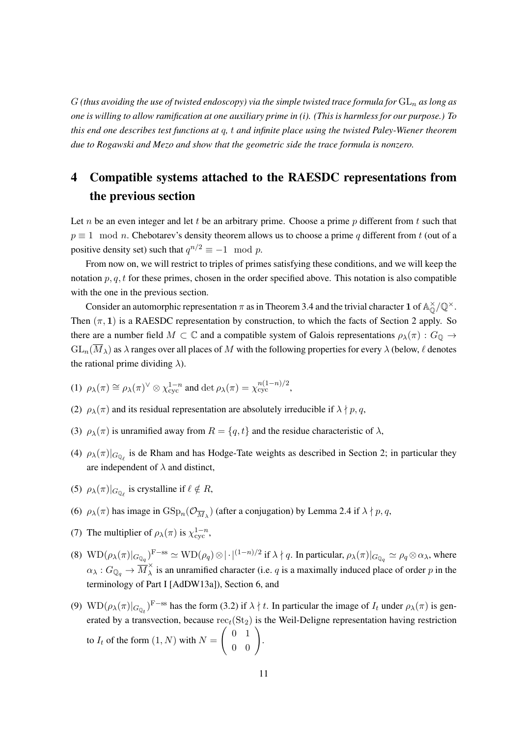*$G$ (thus avoiding the use of twisted endoscopy) via the simple twisted trace formula for $\mathrm{GL}_n$ as long as one is willing to allow ramification at one auxiliary prime in (i). (This is harmless for our purpose.) To this end one describes test functions at $q$, $t$ and infinite place using the twisted Paley-Wiener theorem due to Rogawski and Mezo and show that the geometric side the trace formula is nonzero.*

# 4 Compatible systems attached to the RAESDC representations from the previous section

Let $n$ be an even integer and let $t$ be an arbitrary prime. Choose a prime $p$ different from $t$ such that $p \equiv 1 \mod n$. Chebotarev's density theorem allows us to choose a prime $q$ different from $t$ (out of a positive density set) such that $q^{n/2} \equiv -1 \mod p$.

From now on, we will restrict to triples of primes satisfying these conditions, and we will keep the notation $p, q, t$ for these primes, chosen in the order specified above. This notation is also compatible with the one in the previous section.

Consider an automorphic representation $\pi$ as in Theorem 3.4 and the trivial character $\mathbf{1}$ of $\mathbb{A}_{\mathbb{Q}}^{\times}/\mathbb{Q}^{\times}$. Then $(\pi, \mathbf{1})$ is a RAESDC representation by construction, to which the facts of Section 2 apply. So there are a number field $M \subset \mathbb{C}$ and a compatible system of Galois representations $\rho_\lambda(\pi) : G_{\mathbb{Q}} \to \mathrm{GL}_n(\overline{M}_\lambda)$ as $\lambda$ ranges over all places of $M$ with the following properties for every $\lambda$ (below, $\ell$ denotes the rational prime dividing $\lambda$).

(1) $\rho_\lambda(\pi) \cong \rho_\lambda(\pi)^\vee \otimes \chi_{\mathrm{cyc}}^{1-n}$ and $\det \rho_\lambda(\pi) = \chi_{\mathrm{cyc}}^{n(1-n)/2}$,

(2) $\rho_\lambda(\pi)$ and its residual representation are absolutely irreducible if $\lambda \nmid p, q$,

(3) $\rho_\lambda(\pi)$ is unramified away from $R = \{q, t\}$ and the residue characteristic of $\lambda$,

(4) $\rho_\lambda(\pi)|_{G_{\mathbb{Q}_\ell}}$ is de Rham and has Hodge-Tate weights as described in Section 2; in particular they are independent of $\lambda$ and distinct,

(5) $\rho_\lambda(\pi)|_{G_{\mathbb{Q}_\ell}}$ is crystalline if $\ell \notin R$,

(6) $\rho_\lambda(\pi)$ has image in $\mathrm{GSp}_n(\mathcal{O}_{\overline{M}_\lambda})$ (after a conjugation) by Lemma 2.4 if $\lambda \nmid p, q$,

(7) The multiplier of $\rho_\lambda(\pi)$ is $\chi_{\mathrm{cyc}}^{1-n}$,

(8) $\mathrm{WD}(\rho_\lambda(\pi)|_{G_{\mathbb{Q}_q}})^{\mathrm{F-ss}} \simeq \mathrm{WD}(\rho_q) \otimes |\cdot|^{(1-n)/2}$ if $\lambda \nmid q$. In particular, $\rho_\lambda(\pi)|_{G_{\mathbb{Q}_q}} \simeq \rho_q \otimes \alpha_\lambda$, where $\alpha_\lambda : G_{\mathbb{Q}_q} \to \overline{M}_\lambda^{\times}$ is an unramified character (i.e. $q$ is a maximally induced place of order $p$ in the terminology of Part I [AdDW13a]), Section 6, and

(9) $\mathrm{WD}(\rho_\lambda(\pi)|_{G_{\mathbb{Q}_t}})^{\mathrm{F-ss}}$ has the form (3.2) if $\lambda \nmid t$. In particular the image of $I_t$ under $\rho_\lambda(\pi)$ is generated by a transvection, because $\mathrm{rec}_t(\mathrm{St}_2)$ is the Weil-Deligne representation having restriction to $I_t$ of the form $(1, N)$ with $N = \begin{pmatrix} 0 & 1 \\ 0 & 0 \end{pmatrix}$.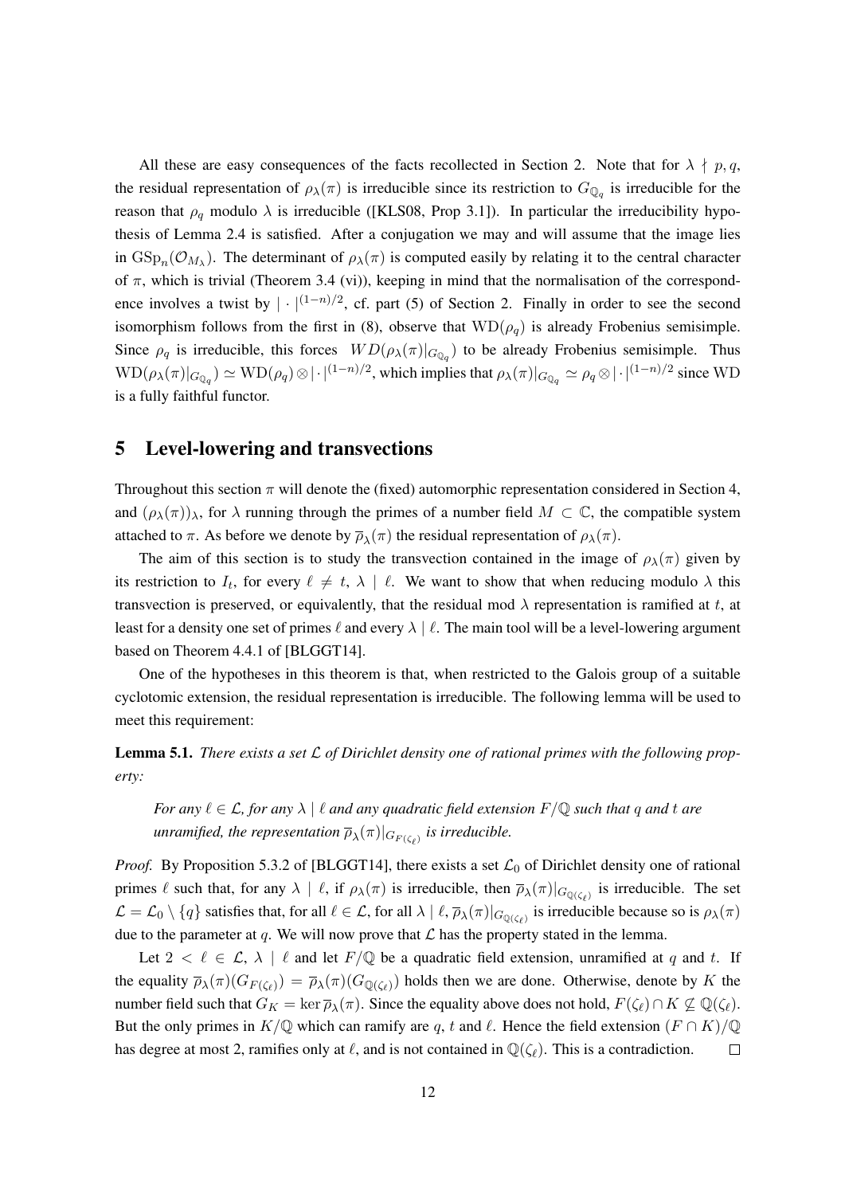All these are easy consequences of the facts recollected in Section 2. Note that for $\lambda \nmid p, q$, the residual representation of $\rho_\lambda(\pi)$ is irreducible since its restriction to $G_{\mathbb{Q}_q}$ is irreducible for the reason that $\rho_q$ modulo $\lambda$ is irreducible ([KLS08, Prop 3.1]). In particular the irreducibility hypothesis of Lemma 2.4 is satisfied. After a conjugation we may and will assume that the image lies in $\mathrm{GSp}_n(\mathcal{O}_{M_\lambda})$. The determinant of $\rho_\lambda(\pi)$ is computed easily by relating it to the central character of $\pi$, which is trivial (Theorem 3.4 (vi)), keeping in mind that the normalisation of the correspondence involves a twist by $|\cdot|^{(1-n)/2}$, cf. part (5) of Section 2. Finally in order to see the second isomorphism follows from the first in (8), observe that $\mathrm{WD}(\rho_q)$ is already Frobenius semisimple. Since $\rho_q$ is irreducible, this forces $WD(\rho_\lambda(\pi)|_{G_{\mathbb{Q}_q}})$ to be already Frobenius semisimple. Thus $\mathrm{WD}(\rho_\lambda(\pi)|_{G_{\mathbb{Q}_q}}) \simeq \mathrm{WD}(\rho_q) \otimes |\cdot|^{(1-n)/2}$, which implies that $\rho_\lambda(\pi)|_{G_{\mathbb{Q}_q}} \simeq \rho_q \otimes |\cdot|^{(1-n)/2}$ since WD is a fully faithful functor.

# 5 Level-lowering and transvections

Throughout this section $\pi$ will denote the (fixed) automorphic representation considered in Section 4, and $(\rho_\lambda(\pi))_\lambda$, for $\lambda$ running through the primes of a number field $M \subset \mathbb{C}$, the compatible system attached to $\pi$. As before we denote by $\overline{\rho}_\lambda(\pi)$ the residual representation of $\rho_\lambda(\pi)$.

The aim of this section is to study the transvection contained in the image of $\rho_\lambda(\pi)$ given by its restriction to $I_t$, for every $\ell \neq t$, $\lambda \mid \ell$. We want to show that when reducing modulo $\lambda$ this transvection is preserved, or equivalently, that the residual mod $\lambda$ representation is ramified at $t$, at least for a density one set of primes $\ell$ and every $\lambda \mid \ell$. The main tool will be a level-lowering argument based on Theorem 4.4.1 of [BLGGT14].

One of the hypotheses in this theorem is that, when restricted to the Galois group of a suitable cyclotomic extension, the residual representation is irreducible. The following lemma will be used to meet this requirement:

**Lemma 5.1.** *There exists a set $\mathcal{L}$ of Dirichlet density one of rational primes with the following property:*

> *For any $\ell \in \mathcal{L}$, for any $\lambda \mid \ell$ and any quadratic field extension $F/\mathbb{Q}$ such that $q$ and $t$ are unramified, the representation $\overline{\rho}_\lambda(\pi)|_{G_{F(\zeta_\ell)}}$ is irreducible.*

*Proof.* By Proposition 5.3.2 of [BLGGT14], there exists a set $\mathcal{L}_0$ of Dirichlet density one of rational primes $\ell$ such that, for any $\lambda \mid \ell$, if $\rho_\lambda(\pi)$ is irreducible, then $\overline{\rho}_\lambda(\pi)|_{G_{\mathbb{Q}(\zeta_\ell)}}$ is irreducible. The set $\mathcal{L} = \mathcal{L}_0 \setminus \{q\}$ satisfies that, for all $\ell \in \mathcal{L}$, for all $\lambda \mid \ell$, $\overline{\rho}_\lambda(\pi)|_{G_{\mathbb{Q}(\zeta_\ell)}}$ is irreducible because so is $\rho_\lambda(\pi)$ due to the parameter at $q$. We will now prove that $\mathcal{L}$ has the property stated in the lemma.

Let $2 < \ell \in \mathcal{L}$, $\lambda \mid \ell$ and let $F/\mathbb{Q}$ be a quadratic field extension, unramified at $q$ and $t$. If the equality $\overline{\rho}_\lambda(\pi)(G_{F(\zeta_\ell)}) = \overline{\rho}_\lambda(\pi)(G_{\mathbb{Q}(\zeta_\ell)})$ holds then we are done. Otherwise, denote by $K$ the number field such that $G_K = \ker \overline{\rho}_\lambda(\pi)$. Since the equality above does not hold, $F(\zeta_\ell) \cap K \not\subseteq \mathbb{Q}(\zeta_\ell)$. But the only primes in $K/\mathbb{Q}$ which can ramify are $q$, $t$ and $\ell$. Hence the field extension $(F \cap K)/\mathbb{Q}$ has degree at most 2, ramifies only at $\ell$, and is not contained in $\mathbb{Q}(\zeta_\ell)$. This is a contradiction. $\square$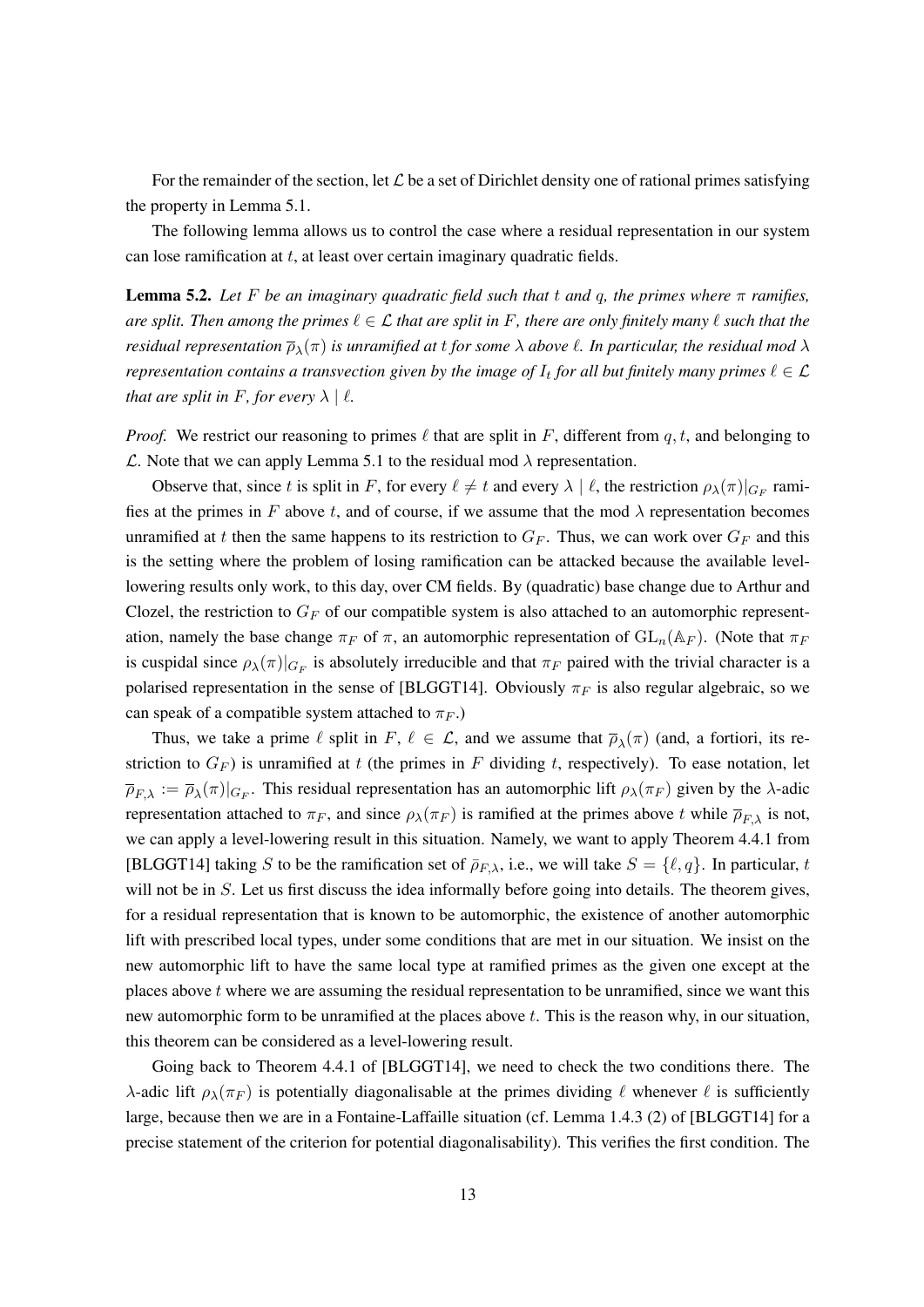For the remainder of the section, let $\mathcal{L}$ be a set of Dirichlet density one of rational primes satisfying the property in Lemma 5.1.

The following lemma allows us to control the case where a residual representation in our system can lose ramification at $t$, at least over certain imaginary quadratic fields.

**Lemma 5.2.** *Let $F$ be an imaginary quadratic field such that $t$ and $q$, the primes where $\pi$ ramifies, are split. Then among the primes $\ell \in \mathcal{L}$ that are split in $F$, there are only finitely many $\ell$ such that the residual representation $\overline{\rho}_\lambda(\pi)$ is unramified at $t$ for some $\lambda$ above $\ell$. In particular, the residual mod $\lambda$ representation contains a transvection given by the image of $I_t$ for all but finitely many primes $\ell \in \mathcal{L}$ that are split in $F$, for every $\lambda \mid \ell$.*

*Proof.* We restrict our reasoning to primes $\ell$ that are split in $F$, different from $q, t$, and belonging to $\mathcal{L}$. Note that we can apply Lemma 5.1 to the residual mod $\lambda$ representation.

Observe that, since $t$ is split in $F$, for every $\ell \neq t$ and every $\lambda \mid \ell$, the restriction $\rho_\lambda(\pi)|_{G_F}$ ramifies at the primes in $F$ above $t$, and of course, if we assume that the mod $\lambda$ representation becomes unramified at $t$ then the same happens to its restriction to $G_F$. Thus, we can work over $G_F$ and this is the setting where the problem of losing ramification can be attacked because the available level-lowering results only work, to this day, over CM fields. By (quadratic) base change due to Arthur and Clozel, the restriction to $G_F$ of our compatible system is also attached to an automorphic representation, namely the base change $\pi_F$ of $\pi$, an automorphic representation of $\mathrm{GL}_n(\mathbb{A}_F)$. (Note that $\pi_F$ is cuspidal since $\rho_\lambda(\pi)|_{G_F}$ is absolutely irreducible and that $\pi_F$ paired with the trivial character is a polarised representation in the sense of [BLGGT14]. Obviously $\pi_F$ is also regular algebraic, so we can speak of a compatible system attached to $\pi_F$.)

Thus, we take a prime $\ell$ split in $F$, $\ell \in \mathcal{L}$, and we assume that $\overline{\rho}_\lambda(\pi)$ (and, a fortiori, its restriction to $G_F$) is unramified at $t$ (the primes in $F$ dividing $t$, respectively). To ease notation, let $\overline{\rho}_{F,\lambda} := \overline{\rho}_\lambda(\pi)|_{G_F}$. This residual representation has an automorphic lift $\rho_\lambda(\pi_F)$ given by the $\lambda$-adic representation attached to $\pi_F$, and since $\rho_\lambda(\pi_F)$ is ramified at the primes above $t$ while $\overline{\rho}_{F,\lambda}$ is not, we can apply a level-lowering result in this situation. Namely, we want to apply Theorem 4.4.1 from [BLGGT14] taking $S$ to be the ramification set of $\bar{\rho}_{F,\lambda}$, i.e., we will take $S = \{\ell, q\}$. In particular, $t$ will not be in $S$. Let us first discuss the idea informally before going into details. The theorem gives, for a residual representation that is known to be automorphic, the existence of another automorphic lift with prescribed local types, under some conditions that are met in our situation. We insist on the new automorphic lift to have the same local type at ramified primes as the given one except at the places above $t$ where we are assuming the residual representation to be unramified, since we want this new automorphic form to be unramified at the places above $t$. This is the reason why, in our situation, this theorem can be considered as a level-lowering result.

Going back to Theorem 4.4.1 of [BLGGT14], we need to check the two conditions there. The $\lambda$-adic lift $\rho_\lambda(\pi_F)$ is potentially diagonalisable at the primes dividing $\ell$ whenever $\ell$ is sufficiently large, because then we are in a Fontaine-Laffaille situation (cf. Lemma 1.4.3 (2) of [BLGGT14] for a precise statement of the criterion for potential diagonalisability). This verifies the first condition. The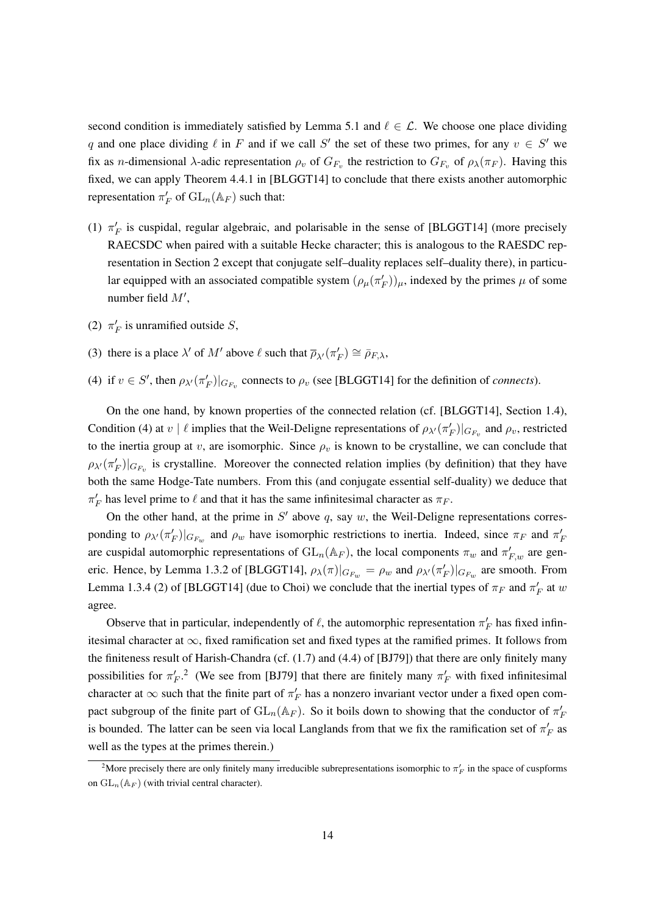second condition is immediately satisfied by Lemma 5.1 and $\ell \in \mathcal{L}$. We choose one place dividing $q$ and one place dividing $\ell$ in $F$ and if we call $S'$ the set of these two primes, for any $v \in S'$ we fix as $n$-dimensional $\lambda$-adic representation $\rho_v$ of $G_{F_v}$ the restriction to $G_{F_v}$ of $\rho_\lambda(\pi_F)$. Having this fixed, we can apply Theorem 4.4.1 in [BLGGT14] to conclude that there exists another automorphic representation $\pi'_F$ of $\mathrm{GL}_n(\mathbb{A}_F)$ such that:

(1) $\pi'_F$ is cuspidal, regular algebraic, and polarisable in the sense of [BLGGT14] (more precisely RAECSDC when paired with a suitable Hecke character; this is analogous to the RAESDC representation in Section 2 except that conjugate self–duality replaces self–duality there), in particular equipped with an associated compatible system $(\rho_\mu(\pi'_F))_\mu$, indexed by the primes $\mu$ of some number field $M'$,

(2) $\pi'_F$ is unramified outside $S$,

(3) there is a place $\lambda'$ of $M'$ above $\ell$ such that $\overline{\rho}_{\lambda'}(\pi'_F) \cong \bar{\rho}_{F,\lambda}$,

(4) if $v \in S'$, then $\rho_{\lambda'}(\pi'_F)|_{G_{F_v}}$ connects to $\rho_v$ (see [BLGGT14] for the definition of *connects*).

On the one hand, by known properties of the connected relation (cf. [BLGGT14], Section 1.4), Condition (4) at $v \mid \ell$ implies that the Weil-Deligne representations of $\rho_{\lambda'}(\pi'_F)|_{G_{F_v}}$ and $\rho_v$, restricted to the inertia group at $v$, are isomorphic. Since $\rho_v$ is known to be crystalline, we can conclude that $\rho_{\lambda'}(\pi'_F)|_{G_{F_v}}$ is crystalline. Moreover the connected relation implies (by definition) that they have both the same Hodge-Tate numbers. From this (and conjugate essential self-duality) we deduce that $\pi'_F$ has level prime to $\ell$ and that it has the same infinitesimal character as $\pi_F$.

On the other hand, at the prime in $S'$ above $q$, say $w$, the Weil-Deligne representations corresponding to $\rho_{\lambda'}(\pi'_F)|_{G_{F_w}}$ and $\rho_w$ have isomorphic restrictions to inertia. Indeed, since $\pi_F$ and $\pi'_F$ are cuspidal automorphic representations of $\mathrm{GL}_n(\mathbb{A}_F)$, the local components $\pi_w$ and $\pi'_{F,w}$ are generic. Hence, by Lemma 1.3.2 of [BLGGT14], $\rho_\lambda(\pi)|_{G_{F_w}} = \rho_w$ and $\rho_{\lambda'}(\pi'_F)|_{G_{F_w}}$ are smooth. From Lemma 1.3.4 (2) of [BLGGT14] (due to Choi) we conclude that the inertial types of $\pi_F$ and $\pi'_F$ at $w$ agree.

Observe that in particular, independently of $\ell$, the automorphic representation $\pi'_F$ has fixed infinitesimal character at $\infty$, fixed ramification set and fixed types at the ramified primes. It follows from the finiteness result of Harish-Chandra (cf. (1.7) and (4.4) of [BJ79]) that there are only finitely many possibilities for $\pi'_F$.[2] (We see from [BJ79] that there are finitely many $\pi'_F$ with fixed infinitesimal character at $\infty$ such that the finite part of $\pi'_F$ has a nonzero invariant vector under a fixed open compact subgroup of the finite part of $\mathrm{GL}_n(\mathbb{A}_F)$. So it boils down to showing that the conductor of $\pi'_F$ is bounded. The latter can be seen via local Langlands from that we fix the ramification set of $\pi'_F$ as well as the types at the primes therein.)

[2] More precisely there are only finitely many irreducible subrepresentations isomorphic to $\pi'_F$ in the space of cuspforms on $\mathrm{GL}_n(\mathbb{A}_F)$ (with trivial central character).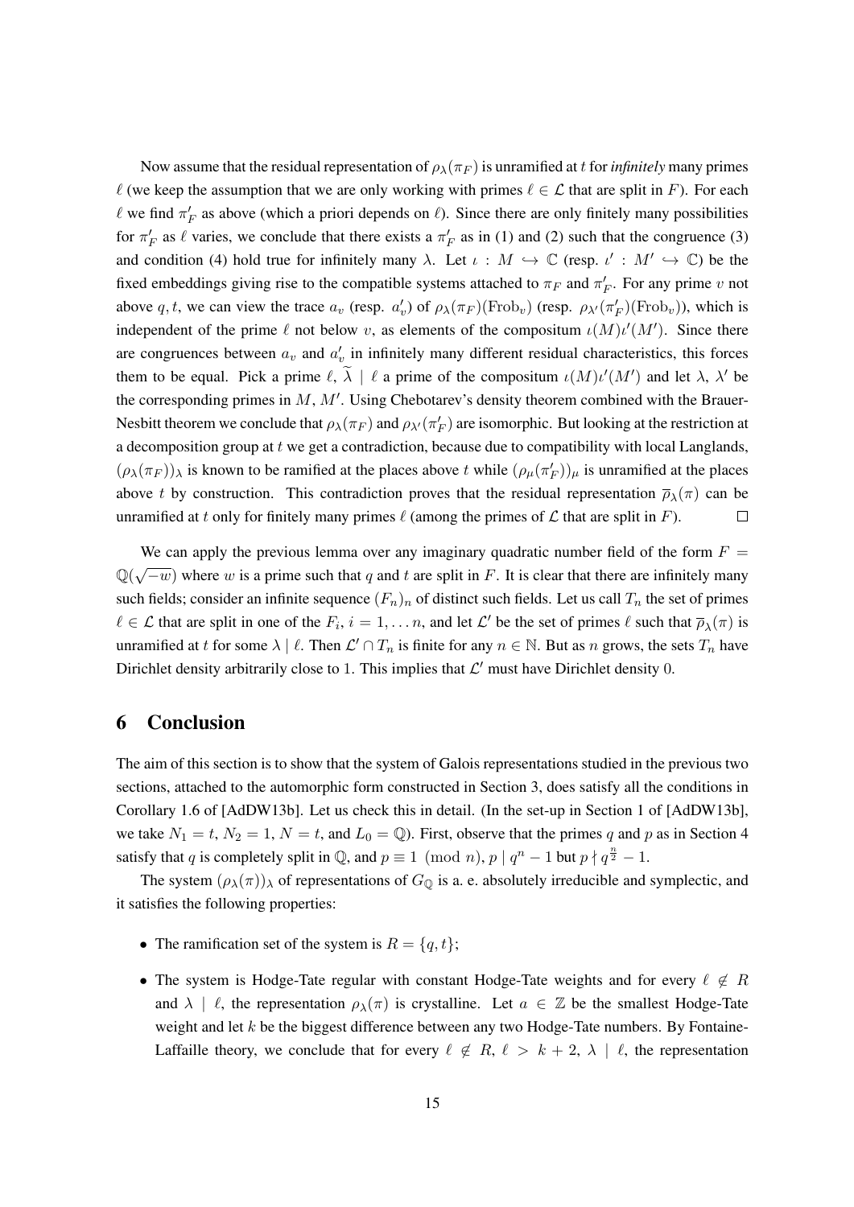Now assume that the residual representation of $\rho_\lambda(\pi_F)$ is unramified at $t$ for *infinitely* many primes $\ell$ (we keep the assumption that we are only working with primes $\ell \in \mathcal{L}$ that are split in $F$). For each $\ell$ we find $\pi'_F$ as above (which a priori depends on $\ell$). Since there are only finitely many possibilities for $\pi'_F$ as $\ell$ varies, we conclude that there exists a $\pi'_F$ as in (1) and (2) such that the congruence (3) and condition (4) hold true for infinitely many $\lambda$. Let $\iota : M \hookrightarrow \mathbb{C}$ (resp. $\iota' : M' \hookrightarrow \mathbb{C}$) be the fixed embeddings giving rise to the compatible systems attached to $\pi_F$ and $\pi'_F$. For any prime $v$ not above $q, t$, we can view the trace $a_v$ (resp. $a'_v$) of $\rho_\lambda(\pi_F)(\mathrm{Frob}_v)$ (resp. $\rho_{\lambda'}(\pi'_F)(\mathrm{Frob}_v)$), which is independent of the prime $\ell$ not below $v$, as elements of the compositum $\iota(M)\iota'(M')$. Since there are congruences between $a_v$ and $a'_v$ in infinitely many different residual characteristics, this forces them to be equal. Pick a prime $\ell$, $\widetilde{\lambda} \mid \ell$ a prime of the compositum $\iota(M)\iota'(M')$ and let $\lambda$, $\lambda'$ be the corresponding primes in $M$, $M'$. Using Chebotarev's density theorem combined with the Brauer-Nesbitt theorem we conclude that $\rho_\lambda(\pi_F)$ and $\rho_{\lambda'}(\pi'_F)$ are isomorphic. But looking at the restriction at a decomposition group at $t$ we get a contradiction, because due to compatibility with local Langlands, $(\rho_\lambda(\pi_F))_\lambda$ is known to be ramified at the places above $t$ while $(\rho_\mu(\pi'_F))_\mu$ is unramified at the places above $t$ by construction. This contradiction proves that the residual representation $\overline{\rho}_\lambda(\pi)$ can be unramified at $t$ only for finitely many primes $\ell$ (among the primes of $\mathcal{L}$ that are split in $F$). $\square$

We can apply the previous lemma over any imaginary quadratic number field of the form $F = \mathbb{Q}(\sqrt{-w})$ where $w$ is a prime such that $q$ and $t$ are split in $F$. It is clear that there are infinitely many such fields; consider an infinite sequence $(F_n)_n$ of distinct such fields. Let us call $T_n$ the set of primes $\ell \in \mathcal{L}$ that are split in one of the $F_i$, $i = 1, \ldots n$, and let $\mathcal{L}'$ be the set of primes $\ell$ such that $\overline{\rho}_\lambda(\pi)$ is unramified at $t$ for some $\lambda \mid \ell$. Then $\mathcal{L}' \cap T_n$ is finite for any $n \in \mathbb{N}$. But as $n$ grows, the sets $T_n$ have Dirichlet density arbitrarily close to 1. This implies that $\mathcal{L}'$ must have Dirichlet density 0.

# 6 Conclusion

The aim of this section is to show that the system of Galois representations studied in the previous two sections, attached to the automorphic form constructed in Section 3, does satisfy all the conditions in Corollary 1.6 of [AdDW13b]. Let us check this in detail. (In the set-up in Section 1 of [AdDW13b], we take $N_1 = t$, $N_2 = 1$, $N = t$, and $L_0 = \mathbb{Q}$). First, observe that the primes $q$ and $p$ as in Section 4 satisfy that $q$ is completely split in $\mathbb{Q}$, and $p \equiv 1 \pmod{n}$, $p \mid q^n - 1$ but $p \nmid q^{\frac{n}{2}} - 1$.

The system $(\rho_\lambda(\pi))_\lambda$ of representations of $G_\mathbb{Q}$ is a. e. absolutely irreducible and symplectic, and it satisfies the following properties:

- The ramification set of the system is $R = \{q, t\}$;
- The system is Hodge-Tate regular with constant Hodge-Tate weights and for every $\ell \notin R$ and $\lambda \mid \ell$, the representation $\rho_\lambda(\pi)$ is crystalline. Let $a \in \mathbb{Z}$ be the smallest Hodge-Tate weight and let $k$ be the biggest difference between any two Hodge-Tate numbers. By Fontaine-Laffaille theory, we conclude that for every $\ell \notin R$, $\ell > k + 2$, $\lambda \mid \ell$, the representation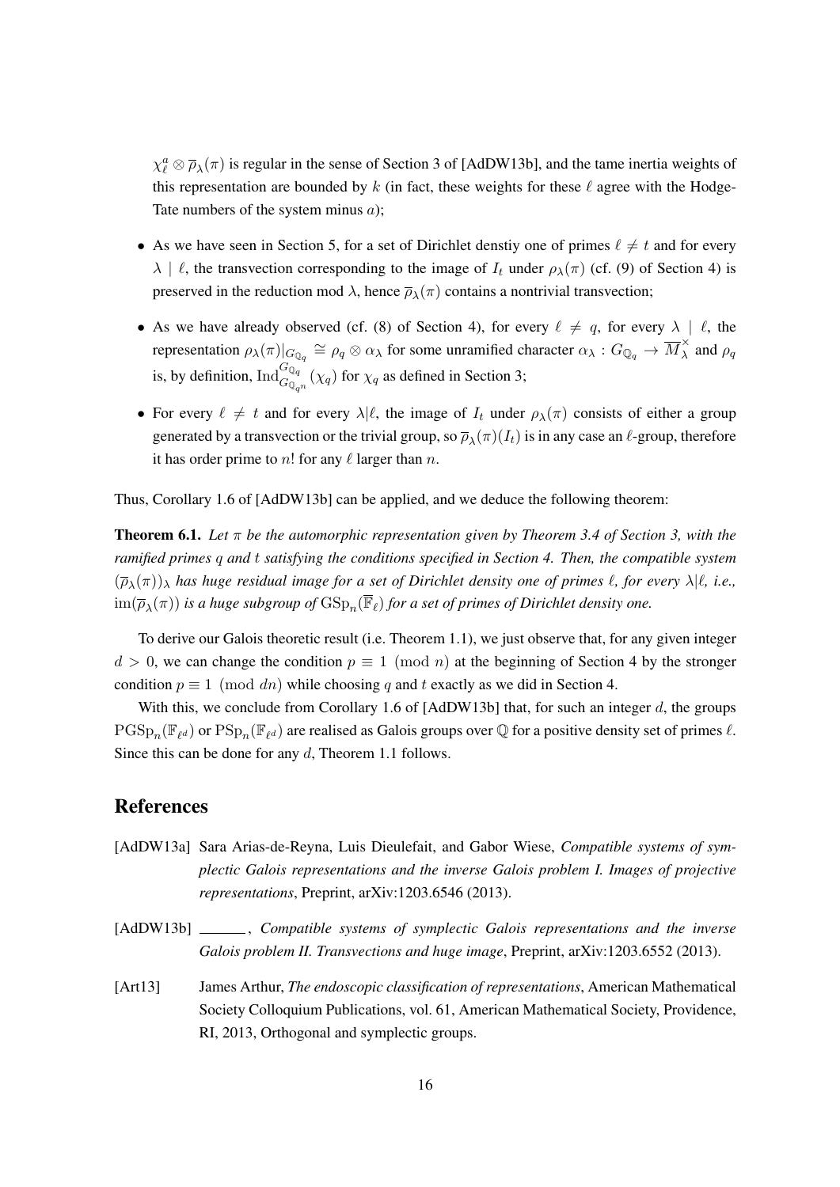$\chi_\ell^a \otimes \overline{\rho}_\lambda(\pi)$ is regular in the sense of Section 3 of [AdDW13b], and the tame inertia weights of this representation are bounded by $k$ (in fact, these weights for these $\ell$ agree with the Hodge-Tate numbers of the system minus $a$);

- As we have seen in Section 5, for a set of Dirichlet denstiy one of primes $\ell \neq t$ and for every $\lambda \mid \ell$, the transvection corresponding to the image of $I_t$ under $\rho_\lambda(\pi)$ (cf. (9) of Section 4) is preserved in the reduction mod $\lambda$, hence $\overline{\rho}_\lambda(\pi)$ contains a nontrivial transvection;
- As we have already observed (cf. (8) of Section 4), for every $\ell \neq q$, for every $\lambda \mid \ell$, the representation $\rho_\lambda(\pi)|_{G_{\mathbb{Q}_q}} \cong \rho_q \otimes \alpha_\lambda$ for some unramified character $\alpha_\lambda : G_{\mathbb{Q}_q} \to \overline{M}_\lambda^\times$ and $\rho_q$ is, by definition, $\mathrm{Ind}_{G_{\mathbb{Q}_{q^n}}}^{G_{\mathbb{Q}_q}}(\chi_q)$ for $\chi_q$ as defined in Section 3;
- For every $\ell \neq t$ and for every $\lambda|\ell$, the image of $I_t$ under $\rho_\lambda(\pi)$ consists of either a group generated by a transvection or the trivial group, so $\overline{\rho}_\lambda(\pi)(I_t)$ is in any case an $\ell$-group, therefore it has order prime to $n!$ for any $\ell$ larger than $n$.

Thus, Corollary 1.6 of [AdDW13b] can be applied, and we deduce the following theorem:

**Theorem 6.1.** *Let $\pi$ be the automorphic representation given by Theorem 3.4 of Section 3, with the ramified primes $q$ and $t$ satisfying the conditions specified in Section 4. Then, the compatible system $(\overline{\rho}_\lambda(\pi))_\lambda$ has huge residual image for a set of Dirichlet density one of primes $\ell$, for every $\lambda|\ell$, i.e., $\mathrm{im}(\overline{\rho}_\lambda(\pi))$ is a huge subgroup of $\mathrm{GSp}_n(\overline{\mathbb{F}}_\ell)$ for a set of primes of Dirichlet density one.*

To derive our Galois theoretic result (i.e. Theorem 1.1), we just observe that, for any given integer $d > 0$, we can change the condition $p \equiv 1 \pmod{n}$ at the beginning of Section 4 by the stronger condition $p \equiv 1 \pmod{dn}$ while choosing $q$ and $t$ exactly as we did in Section 4.

With this, we conclude from Corollary 1.6 of [AdDW13b] that, for such an integer $d$, the groups $\mathrm{PGSp}_n(\mathbb{F}_{\ell^d})$ or $\mathrm{PSp}_n(\mathbb{F}_{\ell^d})$ are realised as Galois groups over $\mathbb{Q}$ for a positive density set of primes $\ell$. Since this can be done for any $d$, Theorem 1.1 follows.

## References

[AdDW13a] Sara Arias-de-Reyna, Luis Dieulefait, and Gabor Wiese, *Compatible systems of symplectic Galois representations and the inverse Galois problem I. Images of projective representations*, Preprint, arXiv:1203.6546 (2013).

[AdDW13b] ______, *Compatible systems of symplectic Galois representations and the inverse Galois problem II. Transvections and huge image*, Preprint, arXiv:1203.6552 (2013).

[Art13] James Arthur, *The endoscopic classification of representations*, American Mathematical Society Colloquium Publications, vol. 61, American Mathematical Society, Providence, RI, 2013, Orthogonal and symplectic groups.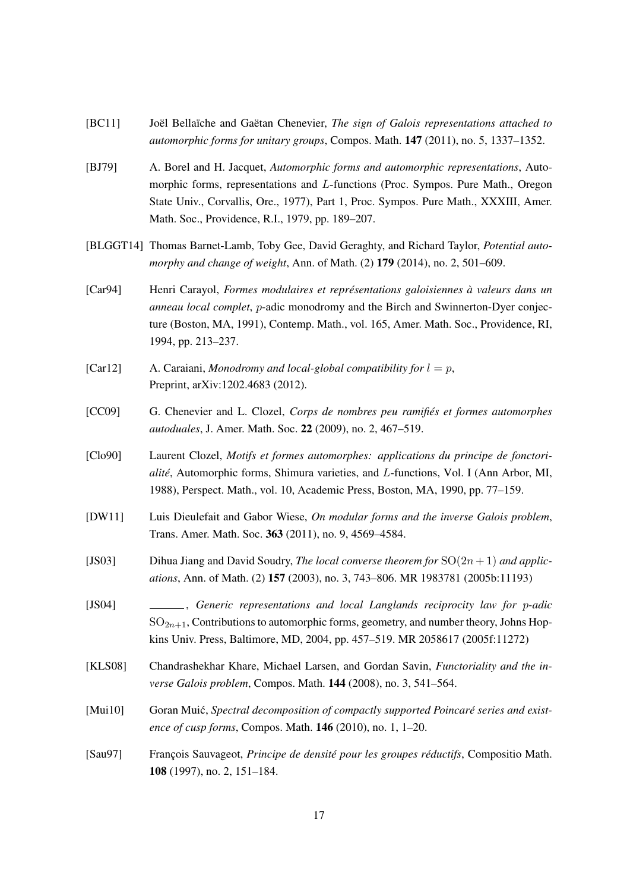[BC11] Joël Bellaïche and Gaëtan Chenevier, *The sign of Galois representations attached to automorphic forms for unitary groups*, Compos. Math. **147** (2011), no. 5, 1337–1352.

[BJ79] A. Borel and H. Jacquet, *Automorphic forms and automorphic representations*, Automorphic forms, representations and $L$-functions (Proc. Sympos. Pure Math., Oregon State Univ., Corvallis, Ore., 1977), Part 1, Proc. Sympos. Pure Math., XXXIII, Amer. Math. Soc., Providence, R.I., 1979, pp. 189–207.

[BLGGT14] Thomas Barnet-Lamb, Toby Gee, David Geraghty, and Richard Taylor, *Potential automorphy and change of weight*, Ann. of Math. (2) **179** (2014), no. 2, 501–609.

[Car94] Henri Carayol, *Formes modulaires et représentations galoisiennes à valeurs dans un anneau local complet*, $p$-adic monodromy and the Birch and Swinnerton-Dyer conjecture (Boston, MA, 1991), Contemp. Math., vol. 165, Amer. Math. Soc., Providence, RI, 1994, pp. 213–237.

[Car12] A. Caraiani, *Monodromy and local-global compatibility for $l = p$*, Preprint, arXiv:1202.4683 (2012).

[CC09] G. Chenevier and L. Clozel, *Corps de nombres peu ramifiés et formes automorphes autoduales*, J. Amer. Math. Soc. **22** (2009), no. 2, 467–519.

[Clo90] Laurent Clozel, *Motifs et formes automorphes: applications du principe de fonctorialité*, Automorphic forms, Shimura varieties, and $L$-functions, Vol. I (Ann Arbor, MI, 1988), Perspect. Math., vol. 10, Academic Press, Boston, MA, 1990, pp. 77–159.

[DW11] Luis Dieulefait and Gabor Wiese, *On modular forms and the inverse Galois problem*, Trans. Amer. Math. Soc. **363** (2011), no. 9, 4569–4584.

[JS03] Dihua Jiang and David Soudry, *The local converse theorem for $\mathrm{SO}(2n+1)$ and applications*, Ann. of Math. (2) **157** (2003), no. 3, 743–806. MR 1983781 (2005b:11193)

[JS04] ______, *Generic representations and local Langlands reciprocity law for $p$-adic $\mathrm{SO}_{2n+1}$*, Contributions to automorphic forms, geometry, and number theory, Johns Hopkins Univ. Press, Baltimore, MD, 2004, pp. 457–519. MR 2058617 (2005f:11272)

[KLS08] Chandrashekhar Khare, Michael Larsen, and Gordan Savin, *Functoriality and the inverse Galois problem*, Compos. Math. **144** (2008), no. 3, 541–564.

[Mui10] Goran Muić, *Spectral decomposition of compactly supported Poincaré series and existence of cusp forms*, Compos. Math. **146** (2010), no. 1, 1–20.

[Sau97] François Sauvageot, *Principe de densité pour les groupes réductifs*, Compositio Math. **108** (1997), no. 2, 151–184.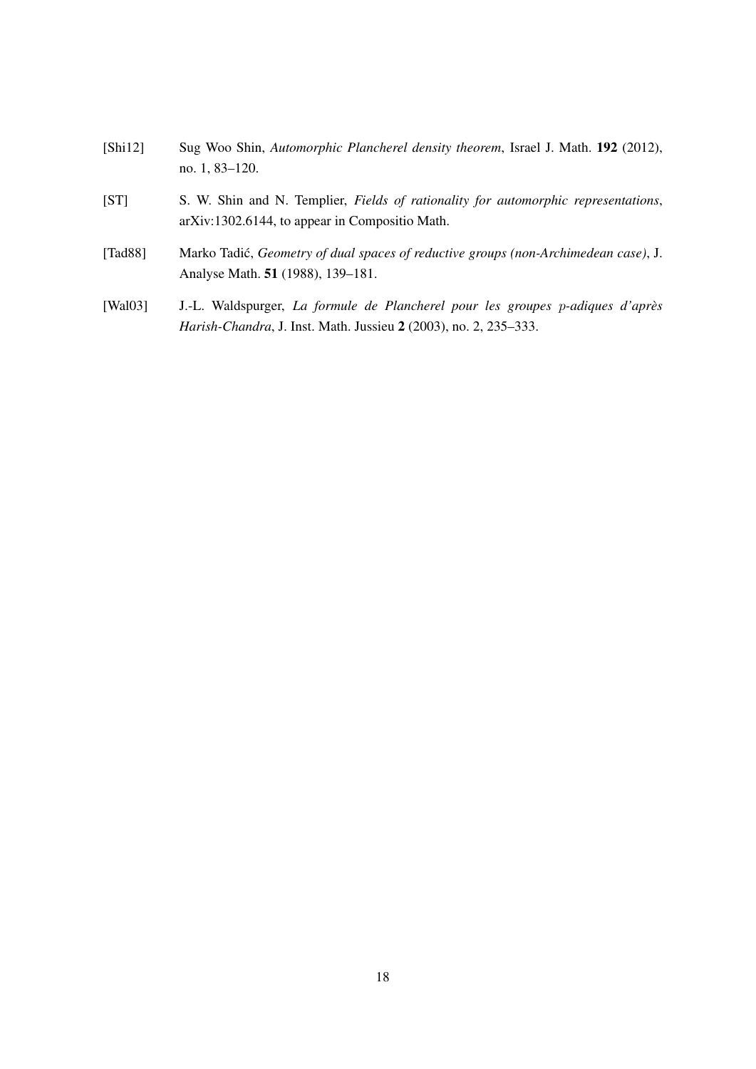[Shi12] Sug Woo Shin, *Automorphic Plancherel density theorem*, Israel J. Math. **192** (2012), no. 1, 83–120.

[ST] S. W. Shin and N. Templier, *Fields of rationality for automorphic representations*, arXiv:1302.6144, to appear in Compositio Math.

[Tad88] Marko Tadić, *Geometry of dual spaces of reductive groups (non-Archimedean case)*, J. Analyse Math. **51** (1988), 139–181.

[Wal03] J.-L. Waldspurger, *La formule de Plancherel pour les groupes $p$-adiques d'après Harish-Chandra*, J. Inst. Math. Jussieu **2** (2003), no. 2, 235–333.